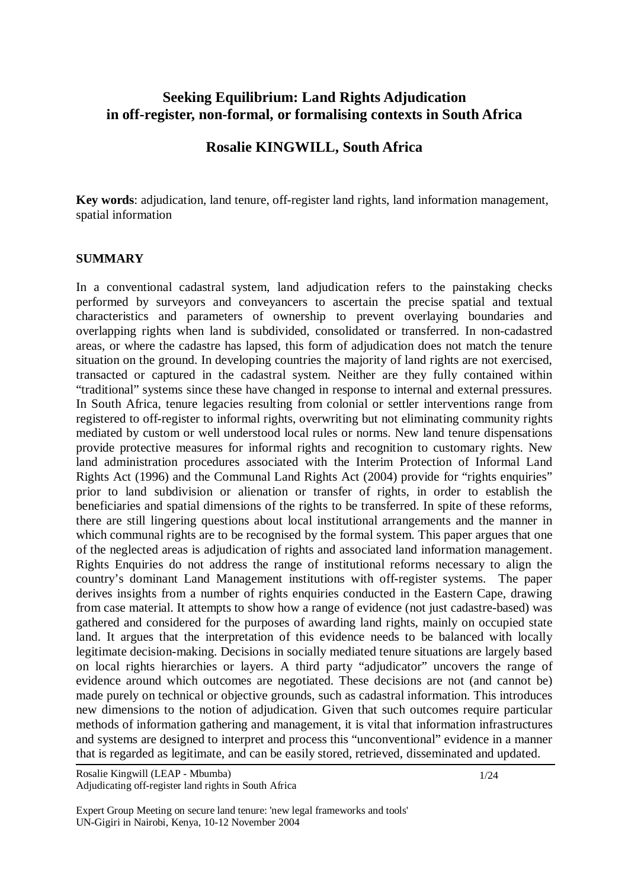# Seeking Equilibrium: Land Rights Adjudication in off-register, non-formal, or formalising contexts in South Africa

## Rosalie KINGWILL, South Africa

**Key words**: adjudication, land tenure, off-register land rights, land information management, spatial information

## SUMMARY

In a conventional cadastral system, land adjudication refers to the painstaking checks performed by surveyors and conveyancers to ascertain the precise spatial and textual characteristics and parameters of ownership to prevent overlaying boundaries and overlapping rights when land is subdivided, consolidated or transferred. In non-cadastred areas, or where the cadastre has lapsed, this form of adjudication does not match the tenure situation on the ground. In developing countries the majority of land rights are not exercised, transacted or captured in the cadastral system. Neither are they fully contained within "traditional" systems since these have changed in response to internal and external pressures. In South Africa, tenure legacies resulting from colonial or settler interventions range from registered to off-register to informal rights, overwriting but not eliminating community rights mediated by custom or well understood local rules or norms. New land tenure dispensations provide protective measures for informal rights and recognition to customary rights. New land administration procedures associated with the Interim Protection of Informal Land Rights Act (1996) and the Communal Land Rights Act (2004) provide for "rights enquiries" prior to land subdivision or alienation or transfer of rights, in order to establish the beneficiaries and spatial dimensions of the rights to be transferred. In spite of these reforms, there are still lingering questions about local institutional arrangements and the manner in which communal rights are to be recognised by the formal system. This paper argues that one of the neglected areas is adjudication of rights and associated land information management. Rights Enquiries do not address the range of institutional reforms necessary to align the country's dominant Land Management institutions with off-register systems. The paper derives insights from a number of rights enquiries conducted in the Eastern Cape, drawing from case material. It attempts to show how a range of evidence (not just cadastre-based) was gathered and considered for the purposes of awarding land rights, mainly on occupied state land. It argues that the interpretation of this evidence needs to be balanced with locally legitimate decision-making. Decisions in socially mediated tenure situations are largely based on local rights hierarchies or layers. A third party "adjudicator" uncovers the range of evidence around which outcomes are negotiated. These decisions are not (and cannot be) made purely on technical or objective grounds, such as cadastral information. This introduces new dimensions to the notion of adjudication. Given that such outcomes require particular methods of information gathering and management, it is vital that information infrastructures and systems are designed to interpret and process this "unconventional" evidence in a manner that is regarded as legitimate, and can be easily stored, retrieved, disseminated and updated.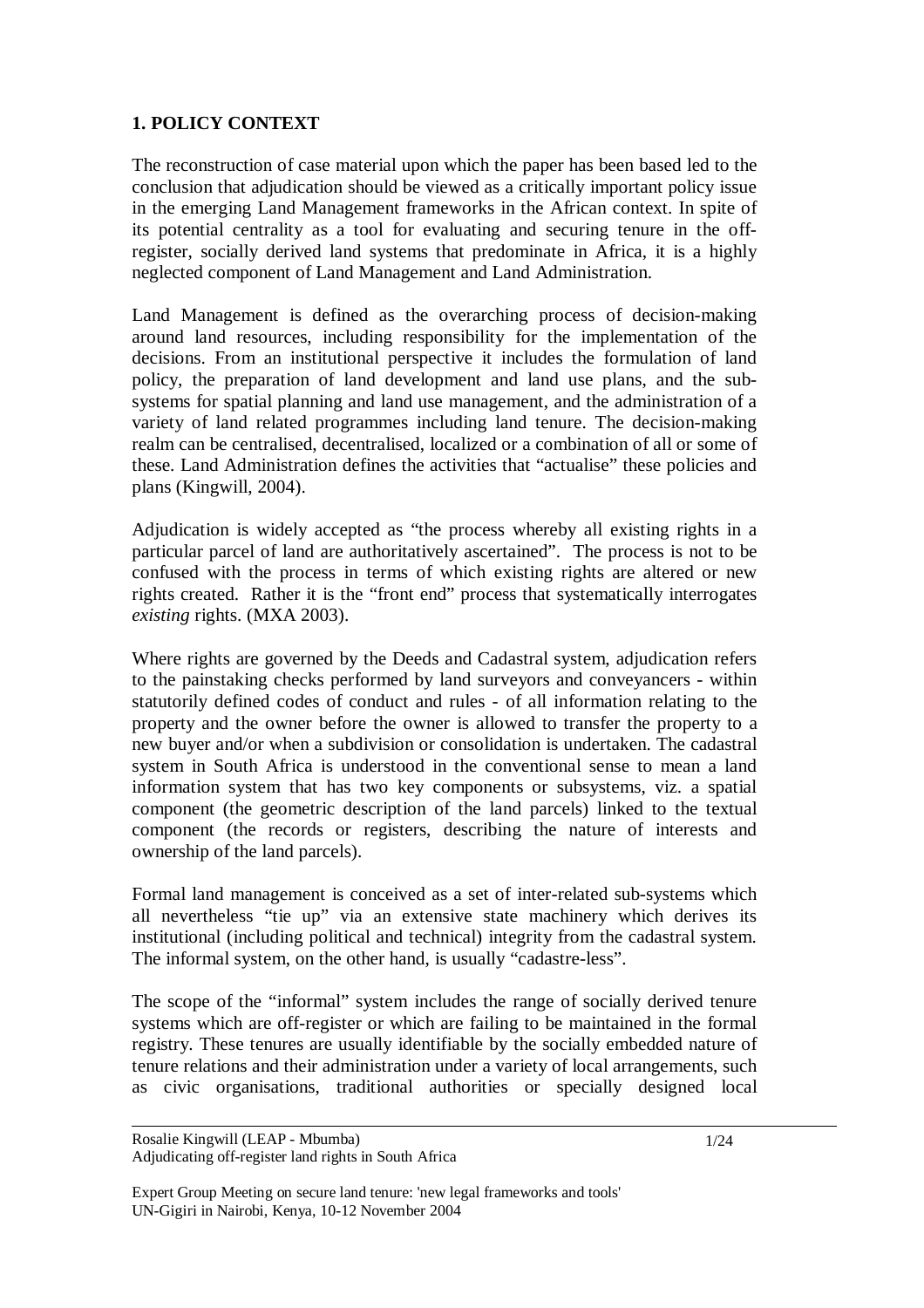## 1. POLICY CONTEXT

The reconstruction of case material upon which the paper has been based led to the conclusion that adjudication should be viewed as a critically important policy issue in the emerging Land Management frameworks in the African context. In spite of its potential centrality as a tool for evaluating and securing tenure in the off-register, socially derived land systems that predominate in Africa, it is a highly neglected component of Land Management and Land Administration.

Land Management is defined as the overarching process of decision-making around land resources, including responsibility for the implementation of the decisions. From an institutional perspective it includes the formulation of land policy, the preparation of land development and land use plans, and the sub-systems for spatial planning and land use management, and the administration of a variety of land related programmes including land tenure. The decision-making realm can be centralised, decentralised, localized or a combination of all or some of these. Land Administration defines the activities that "actualise" these policies and plans (Kingwill, 2004).

Adjudication is widely accepted as "the process whereby all existing rights in a particular parcel of land are authoritatively ascertained". The process is not to be confused with the process in terms of which existing rights are altered or new rights created. Rather it is the "front end" process that systematically interrogates *existing* rights. (MXA 2003).

Where rights are governed by the Deeds and Cadastral system, adjudication refers to the painstaking checks performed by land surveyors and conveyancers - within statutorily defined codes of conduct and rules - of all information relating to the property and the owner before the owner is allowed to transfer the property to a new buyer and/or when a subdivision or consolidation is undertaken. The cadastral system in South Africa is understood in the conventional sense to mean a land information system that has two key components or subsystems, viz. a spatial component (the geometric description of the land parcels) linked to the textual component (the records or registers, describing the nature of interests and ownership of the land parcels).

Formal land management is conceived as a set of inter-related sub-systems which all nevertheless "tie up" via an extensive state machinery which derives its institutional (including political and technical) integrity from the cadastral system. The informal system, on the other hand, is usually "cadastre-less".

The scope of the "informal" system includes the range of socially derived tenure systems which are off-register or which are failing to be maintained in the formal registry. These tenures are usually identifiable by the socially embedded nature of tenure relations and their administration under a variety of local arrangements, such as civic organisations, traditional authorities or specially designed local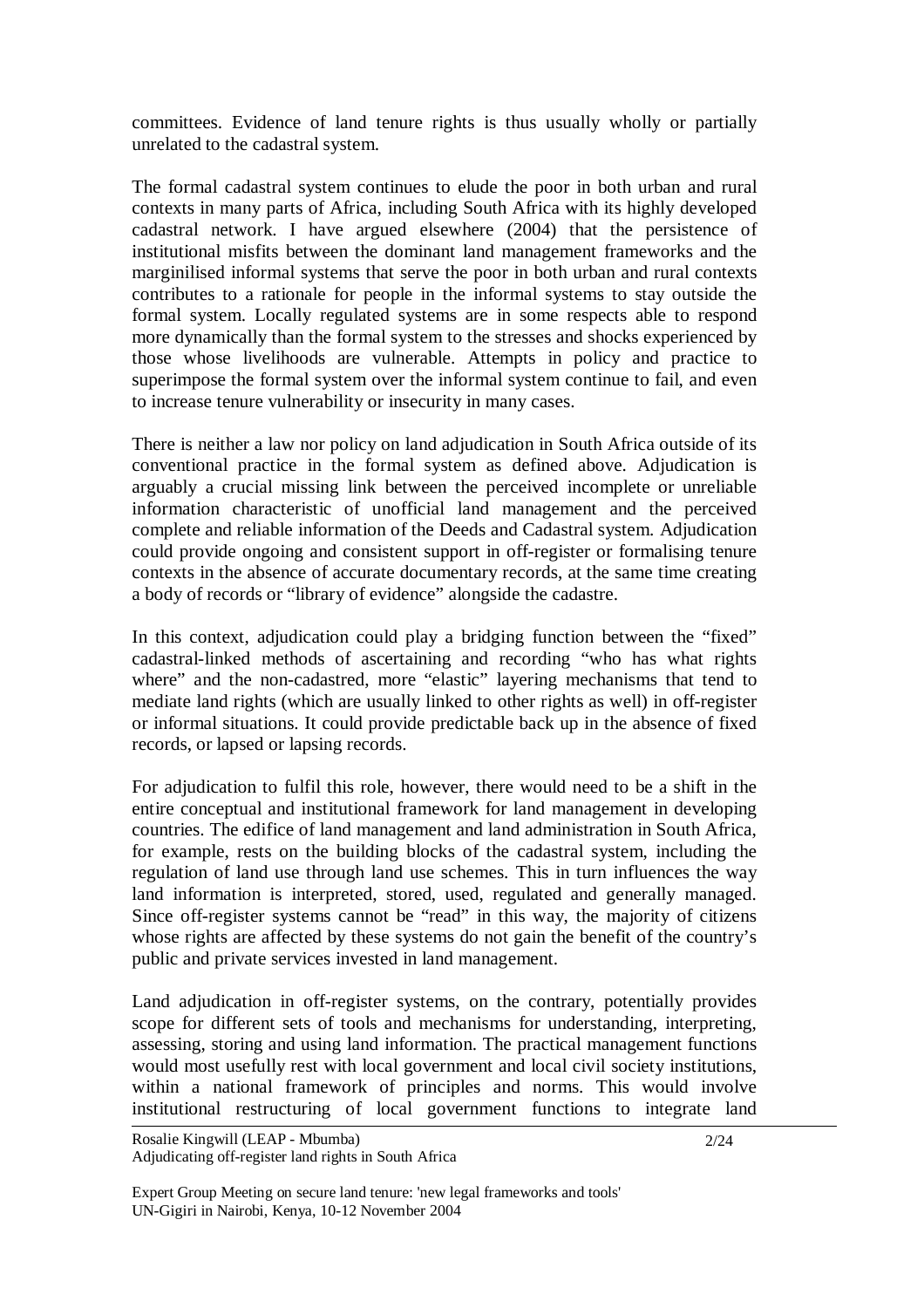committees. Evidence of land tenure rights is thus usually wholly or partially unrelated to the cadastral system.

The formal cadastral system continues to elude the poor in both urban and rural contexts in many parts of Africa, including South Africa with its highly developed cadastral network. I have argued elsewhere (2004) that the persistence of institutional misfits between the dominant land management frameworks and the marginilised informal systems that serve the poor in both urban and rural contexts contributes to a rationale for people in the informal systems to stay outside the formal system. Locally regulated systems are in some respects able to respond more dynamically than the formal system to the stresses and shocks experienced by those whose livelihoods are vulnerable. Attempts in policy and practice to superimpose the formal system over the informal system continue to fail, and even to increase tenure vulnerability or insecurity in many cases.

There is neither a law nor policy on land adjudication in South Africa outside of its conventional practice in the formal system as defined above. Adjudication is arguably a crucial missing link between the perceived incomplete or unreliable information characteristic of unofficial land management and the perceived complete and reliable information of the Deeds and Cadastral system. Adjudication could provide ongoing and consistent support in off-register or formalising tenure contexts in the absence of accurate documentary records, at the same time creating a body of records or "library of evidence" alongside the cadastre.

In this context, adjudication could play a bridging function between the "fixed" cadastral-linked methods of ascertaining and recording "who has what rights where" and the non-cadastred, more "elastic" layering mechanisms that tend to mediate land rights (which are usually linked to other rights as well) in off-register or informal situations. It could provide predictable back up in the absence of fixed records, or lapsed or lapsing records.

For adjudication to fulfil this role, however, there would need to be a shift in the entire conceptual and institutional framework for land management in developing countries. The edifice of land management and land administration in South Africa, for example, rests on the building blocks of the cadastral system, including the regulation of land use through land use schemes. This in turn influences the way land information is interpreted, stored, used, regulated and generally managed. Since off-register systems cannot be "read" in this way, the majority of citizens whose rights are affected by these systems do not gain the benefit of the country's public and private services invested in land management.

Land adjudication in off-register systems, on the contrary, potentially provides scope for different sets of tools and mechanisms for understanding, interpreting, assessing, storing and using land information. The practical management functions would most usefully rest with local government and local civil society institutions, within a national framework of principles and norms. This would involve institutional restructuring of local government functions to integrate land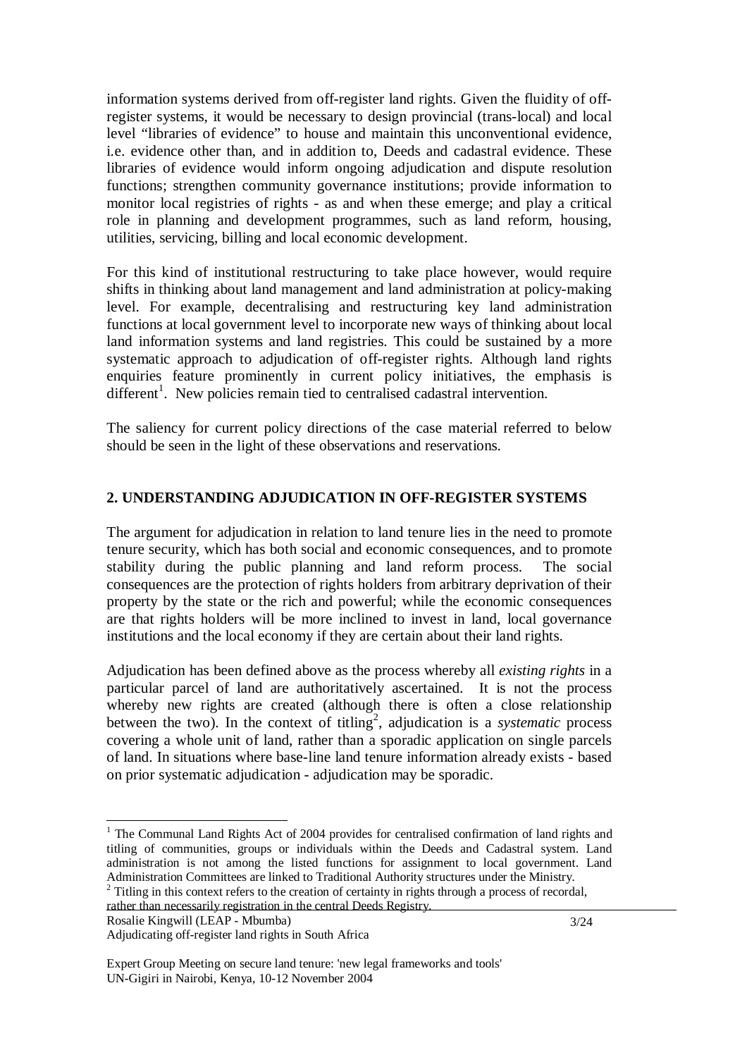information systems derived from off-register land rights. Given the fluidity of off-register systems, it would be necessary to design provincial (trans-local) and local level "libraries of evidence" to house and maintain this unconventional evidence, i.e. evidence other than, and in addition to, Deeds and cadastral evidence. These libraries of evidence would inform ongoing adjudication and dispute resolution functions; strengthen community governance institutions; provide information to monitor local registries of rights - as and when these emerge; and play a critical role in planning and development programmes, such as land reform, housing, utilities, servicing, billing and local economic development.

For this kind of institutional restructuring to take place however, would require shifts in thinking about land management and land administration at policy-making level. For example, decentralising and restructuring key land administration functions at local government level to incorporate new ways of thinking about local land information systems and land registries. This could be sustained by a more systematic approach to adjudication of off-register rights. Although land rights enquiries feature prominently in current policy initiatives, the emphasis is different[1]. New policies remain tied to centralised cadastral intervention.

The saliency for current policy directions of the case material referred to below should be seen in the light of these observations and reservations.

## 2. UNDERSTANDING ADJUDICATION IN OFF-REGISTER SYSTEMS

The argument for adjudication in relation to land tenure lies in the need to promote tenure security, which has both social and economic consequences, and to promote stability during the public planning and land reform process. The social consequences are the protection of rights holders from arbitrary deprivation of their property by the state or the rich and powerful; while the economic consequences are that rights holders will be more inclined to invest in land, local governance institutions and the local economy if they are certain about their land rights.

Adjudication has been defined above as the process whereby all *existing rights* in a particular parcel of land are authoritatively ascertained. It is not the process whereby new rights are created (although there is often a close relationship between the two). In the context of titling[2], adjudication is a *systematic* process covering a whole unit of land, rather than a sporadic application on single parcels of land. In situations where base-line land tenure information already exists - based on prior systematic adjudication - adjudication may be sporadic.

---

[1] The Communal Land Rights Act of 2004 provides for centralised confirmation of land rights and titling of communities, groups or individuals within the Deeds and Cadastral system. Land administration is not among the listed functions for assignment to local government. Land Administration Committees are linked to Traditional Authority structures under the Ministry.

[2] Titling in this context refers to the creation of certainty in rights through a process of recordal, rather than necessarily registration in the central Deeds Registry.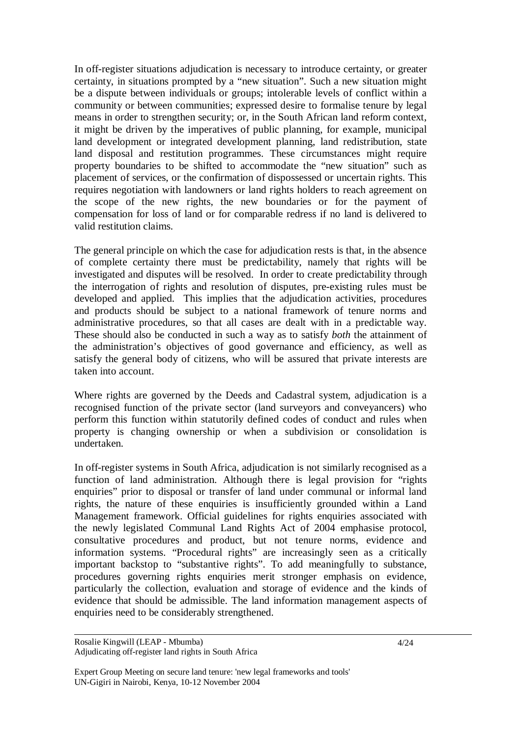In off-register situations adjudication is necessary to introduce certainty, or greater certainty, in situations prompted by a "new situation". Such a new situation might be a dispute between individuals or groups; intolerable levels of conflict within a community or between communities; expressed desire to formalise tenure by legal means in order to strengthen security; or, in the South African land reform context, it might be driven by the imperatives of public planning, for example, municipal land development or integrated development planning, land redistribution, state land disposal and restitution programmes. These circumstances might require property boundaries to be shifted to accommodate the "new situation" such as placement of services, or the confirmation of dispossessed or uncertain rights. This requires negotiation with landowners or land rights holders to reach agreement on the scope of the new rights, the new boundaries or for the payment of compensation for loss of land or for comparable redress if no land is delivered to valid restitution claims.

The general principle on which the case for adjudication rests is that, in the absence of complete certainty there must be predictability, namely that rights will be investigated and disputes will be resolved. In order to create predictability through the interrogation of rights and resolution of disputes, pre-existing rules must be developed and applied. This implies that the adjudication activities, procedures and products should be subject to a national framework of tenure norms and administrative procedures, so that all cases are dealt with in a predictable way. These should also be conducted in such a way as to satisfy *both* the attainment of the administration's objectives of good governance and efficiency, as well as satisfy the general body of citizens, who will be assured that private interests are taken into account.

Where rights are governed by the Deeds and Cadastral system, adjudication is a recognised function of the private sector (land surveyors and conveyancers) who perform this function within statutorily defined codes of conduct and rules when property is changing ownership or when a subdivision or consolidation is undertaken.

In off-register systems in South Africa, adjudication is not similarly recognised as a function of land administration. Although there is legal provision for "rights enquiries" prior to disposal or transfer of land under communal or informal land rights, the nature of these enquiries is insufficiently grounded within a Land Management framework. Official guidelines for rights enquiries associated with the newly legislated Communal Land Rights Act of 2004 emphasise protocol, consultative procedures and product, but not tenure norms, evidence and information systems. "Procedural rights" are increasingly seen as a critically important backstop to "substantive rights". To add meaningfully to substance, procedures governing rights enquiries merit stronger emphasis on evidence, particularly the collection, evaluation and storage of evidence and the kinds of evidence that should be admissible. The land information management aspects of enquiries need to be considerably strengthened.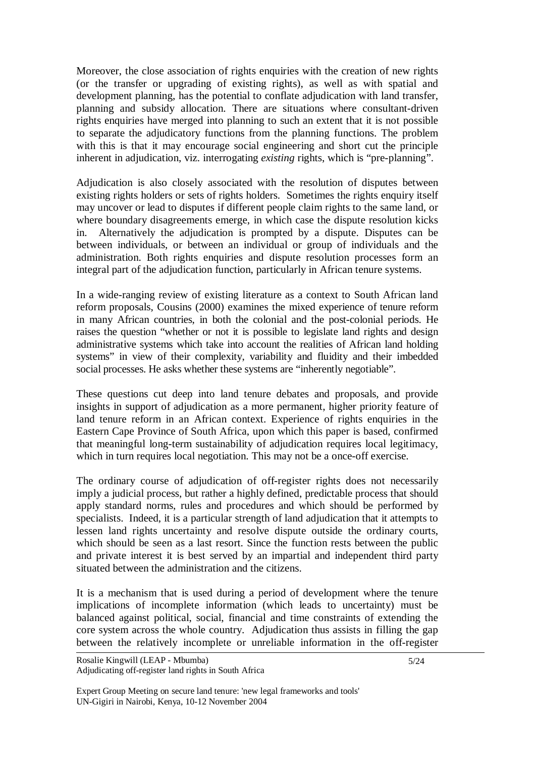Moreover, the close association of rights enquiries with the creation of new rights (or the transfer or upgrading of existing rights), as well as with spatial and development planning, has the potential to conflate adjudication with land transfer, planning and subsidy allocation. There are situations where consultant-driven rights enquiries have merged into planning to such an extent that it is not possible to separate the adjudicatory functions from the planning functions. The problem with this is that it may encourage social engineering and short cut the principle inherent in adjudication, viz. interrogating *existing* rights, which is "pre-planning".

Adjudication is also closely associated with the resolution of disputes between existing rights holders or sets of rights holders. Sometimes the rights enquiry itself may uncover or lead to disputes if different people claim rights to the same land, or where boundary disagreements emerge, in which case the dispute resolution kicks in. Alternatively the adjudication is prompted by a dispute. Disputes can be between individuals, or between an individual or group of individuals and the administration. Both rights enquiries and dispute resolution processes form an integral part of the adjudication function, particularly in African tenure systems.

In a wide-ranging review of existing literature as a context to South African land reform proposals, Cousins (2000) examines the mixed experience of tenure reform in many African countries, in both the colonial and the post-colonial periods. He raises the question "whether or not it is possible to legislate land rights and design administrative systems which take into account the realities of African land holding systems" in view of their complexity, variability and fluidity and their imbedded social processes. He asks whether these systems are "inherently negotiable".

These questions cut deep into land tenure debates and proposals, and provide insights in support of adjudication as a more permanent, higher priority feature of land tenure reform in an African context. Experience of rights enquiries in the Eastern Cape Province of South Africa, upon which this paper is based, confirmed that meaningful long-term sustainability of adjudication requires local legitimacy, which in turn requires local negotiation. This may not be a once-off exercise.

The ordinary course of adjudication of off-register rights does not necessarily imply a judicial process, but rather a highly defined, predictable process that should apply standard norms, rules and procedures and which should be performed by specialists. Indeed, it is a particular strength of land adjudication that it attempts to lessen land rights uncertainty and resolve dispute outside the ordinary courts, which should be seen as a last resort. Since the function rests between the public and private interest it is best served by an impartial and independent third party situated between the administration and the citizens.

It is a mechanism that is used during a period of development where the tenure implications of incomplete information (which leads to uncertainty) must be balanced against political, social, financial and time constraints of extending the core system across the whole country. Adjudication thus assists in filling the gap between the relatively incomplete or unreliable information in the off-register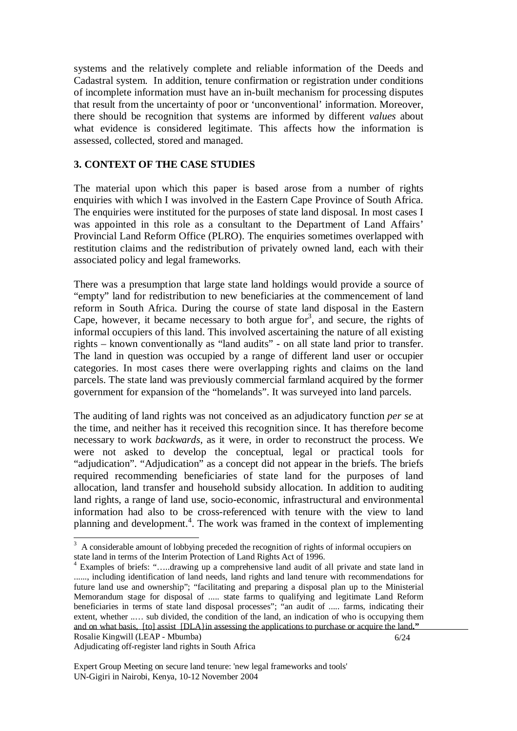systems and the relatively complete and reliable information of the Deeds and Cadastral system. In addition, tenure confirmation or registration under conditions of incomplete information must have an in-built mechanism for processing disputes that result from the uncertainty of poor or 'unconventional' information. Moreover, there should be recognition that systems are informed by different *values* about what evidence is considered legitimate. This affects how the information is assessed, collected, stored and managed.

## 3. CONTEXT OF THE CASE STUDIES

The material upon which this paper is based arose from a number of rights enquiries with which I was involved in the Eastern Cape Province of South Africa. The enquiries were instituted for the purposes of state land disposal. In most cases I was appointed in this role as a consultant to the Department of Land Affairs' Provincial Land Reform Office (PLRO). The enquiries sometimes overlapped with restitution claims and the redistribution of privately owned land, each with their associated policy and legal frameworks.

There was a presumption that large state land holdings would provide a source of "empty" land for redistribution to new beneficiaries at the commencement of land reform in South Africa. During the course of state land disposal in the Eastern Cape, however, it became necessary to both argue for[3], and secure, the rights of informal occupiers of this land. This involved ascertaining the nature of all existing rights – known conventionally as "land audits" - on all state land prior to transfer. The land in question was occupied by a range of different land user or occupier categories. In most cases there were overlapping rights and claims on the land parcels. The state land was previously commercial farmland acquired by the former government for expansion of the "homelands". It was surveyed into land parcels.

The auditing of land rights was not conceived as an adjudicatory function *per se* at the time, and neither has it received this recognition since. It has therefore become necessary to work *backwards*, as it were, in order to reconstruct the process. We were not asked to develop the conceptual, legal or practical tools for "adjudication". "Adjudication" as a concept did not appear in the briefs. The briefs required recommending beneficiaries of state land for the purposes of land allocation, land transfer and household subsidy allocation. In addition to auditing land rights, a range of land use, socio-economic, infrastructural and environmental information had also to be cross-referenced with tenure with the view to land planning and development.[4]. The work was framed in the context of implementing

[3] A considerable amount of lobbying preceded the recognition of rights of informal occupiers on state land in terms of the Interim Protection of Land Rights Act of 1996.

[4] Examples of briefs: "…..drawing up a comprehensive land audit of all private and state land in ......, including identification of land needs, land rights and land tenure with recommendations for future land use and ownership"; "facilitating and preparing a disposal plan up to the Ministerial Memorandum stage for disposal of ..... state farms to qualifying and legitimate Land Reform beneficiaries in terms of state land disposal processes"; "an audit of ..... farms, indicating their extent, whether ..… sub divided, the condition of the land, an indication of who is occupying them and on what basis, [to] assist [DLA}in assessing the applications to purchase or acquire the land**."**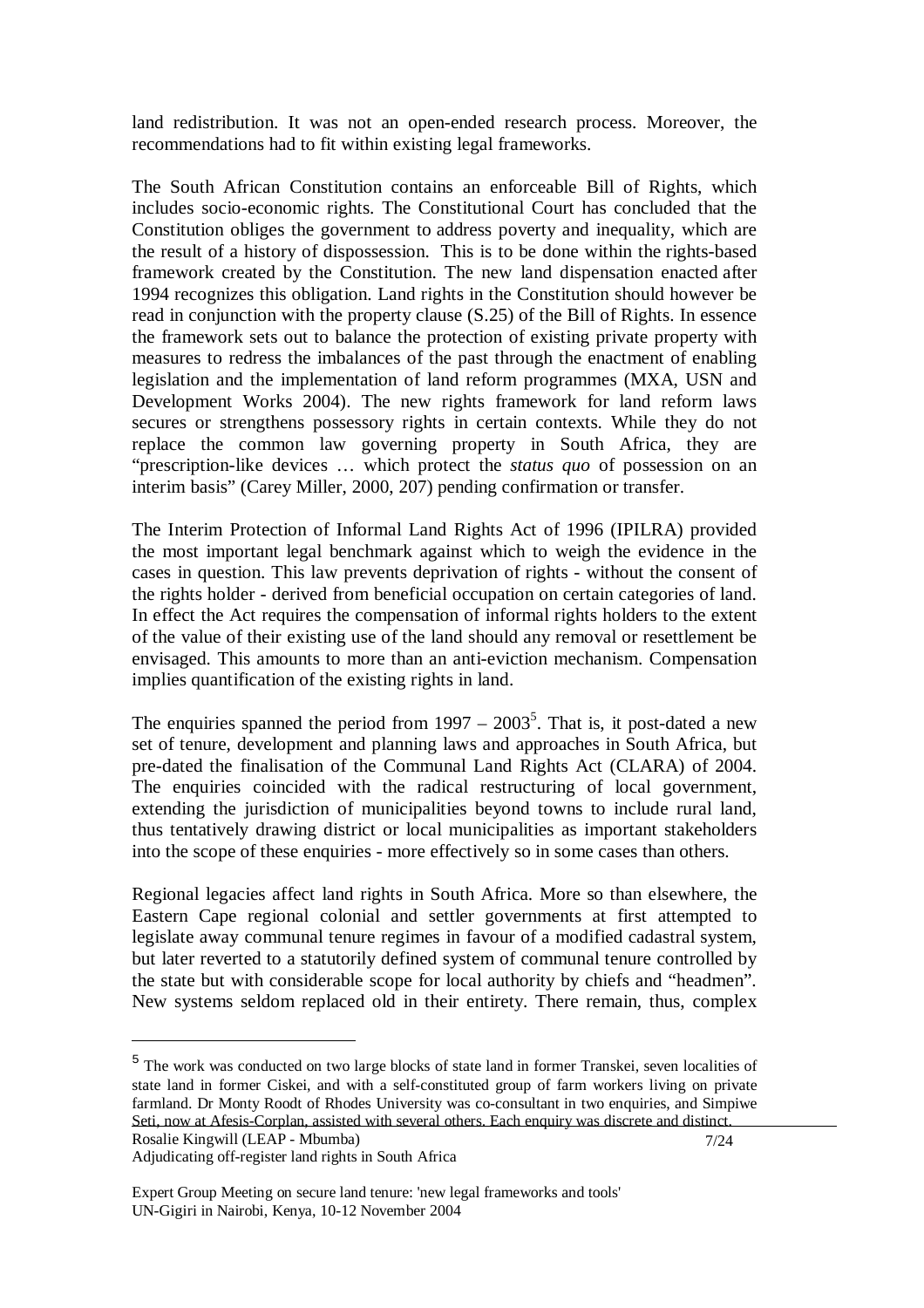land redistribution. It was not an open-ended research process. Moreover, the recommendations had to fit within existing legal frameworks.

The South African Constitution contains an enforceable Bill of Rights, which includes socio-economic rights. The Constitutional Court has concluded that the Constitution obliges the government to address poverty and inequality, which are the result of a history of dispossession. This is to be done within the rights-based framework created by the Constitution. The new land dispensation enacted after 1994 recognizes this obligation. Land rights in the Constitution should however be read in conjunction with the property clause (S.25) of the Bill of Rights. In essence the framework sets out to balance the protection of existing private property with measures to redress the imbalances of the past through the enactment of enabling legislation and the implementation of land reform programmes (MXA, USN and Development Works 2004). The new rights framework for land reform laws secures or strengthens possessory rights in certain contexts. While they do not replace the common law governing property in South Africa, they are "prescription-like devices … which protect the *status quo* of possession on an interim basis" (Carey Miller, 2000, 207) pending confirmation or transfer.

The Interim Protection of Informal Land Rights Act of 1996 (IPILRA) provided the most important legal benchmark against which to weigh the evidence in the cases in question. This law prevents deprivation of rights - without the consent of the rights holder - derived from beneficial occupation on certain categories of land. In effect the Act requires the compensation of informal rights holders to the extent of the value of their existing use of the land should any removal or resettlement be envisaged. This amounts to more than an anti-eviction mechanism. Compensation implies quantification of the existing rights in land.

The enquiries spanned the period from 1997 – 2003[5]. That is, it post-dated a new set of tenure, development and planning laws and approaches in South Africa, but pre-dated the finalisation of the Communal Land Rights Act (CLARA) of 2004. The enquiries coincided with the radical restructuring of local government, extending the jurisdiction of municipalities beyond towns to include rural land, thus tentatively drawing district or local municipalities as important stakeholders into the scope of these enquiries - more effectively so in some cases than others.

Regional legacies affect land rights in South Africa. More so than elsewhere, the Eastern Cape regional colonial and settler governments at first attempted to legislate away communal tenure regimes in favour of a modified cadastral system, but later reverted to a statutorily defined system of communal tenure controlled by the state but with considerable scope for local authority by chiefs and "headmen". New systems seldom replaced old in their entirety. There remain, thus, complex

[5] The work was conducted on two large blocks of state land in former Transkei, seven localities of state land in former Ciskei, and with a self-constituted group of farm workers living on private farmland. Dr Monty Roodt of Rhodes University was co-consultant in two enquiries, and Simpiwe Seti, now at Afesis-Corplan, assisted with several others. Each enquiry was discrete and distinct.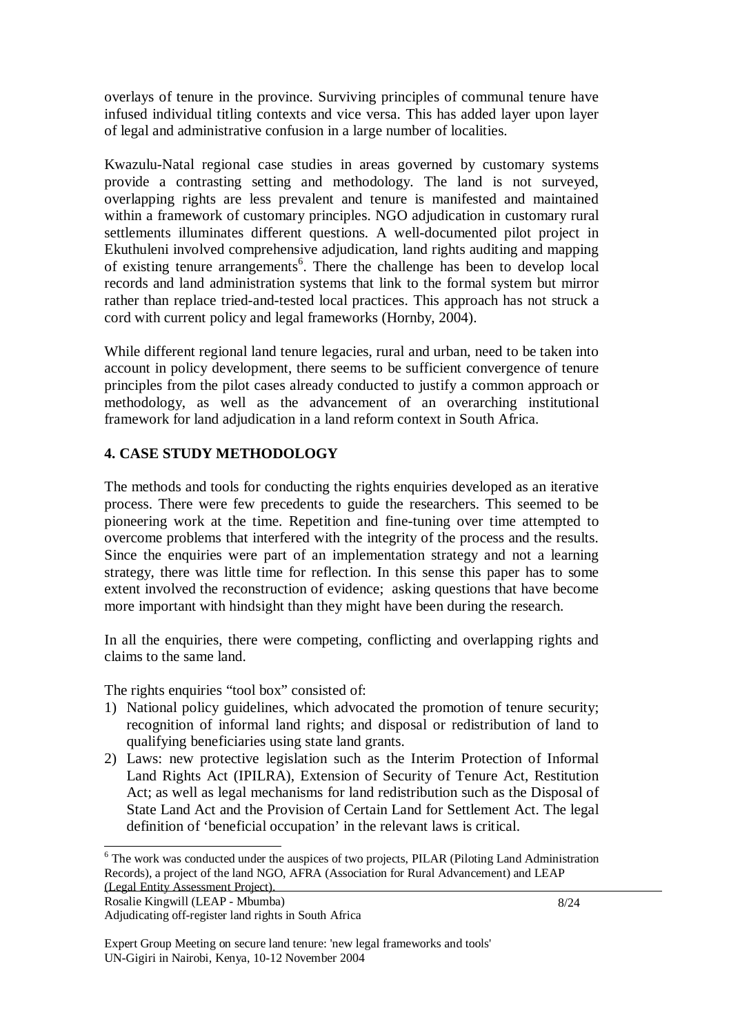overlays of tenure in the province. Surviving principles of communal tenure have infused individual titling contexts and vice versa. This has added layer upon layer of legal and administrative confusion in a large number of localities.

Kwazulu-Natal regional case studies in areas governed by customary systems provide a contrasting setting and methodology. The land is not surveyed, overlapping rights are less prevalent and tenure is manifested and maintained within a framework of customary principles. NGO adjudication in customary rural settlements illuminates different questions. A well-documented pilot project in Ekuthuleni involved comprehensive adjudication, land rights auditing and mapping of existing tenure arrangements[6]. There the challenge has been to develop local records and land administration systems that link to the formal system but mirror rather than replace tried-and-tested local practices. This approach has not struck a cord with current policy and legal frameworks (Hornby, 2004).

While different regional land tenure legacies, rural and urban, need to be taken into account in policy development, there seems to be sufficient convergence of tenure principles from the pilot cases already conducted to justify a common approach or methodology, as well as the advancement of an overarching institutional framework for land adjudication in a land reform context in South Africa.

## 4. CASE STUDY METHODOLOGY

The methods and tools for conducting the rights enquiries developed as an iterative process. There were few precedents to guide the researchers. This seemed to be pioneering work at the time. Repetition and fine-tuning over time attempted to overcome problems that interfered with the integrity of the process and the results. Since the enquiries were part of an implementation strategy and not a learning strategy, there was little time for reflection. In this sense this paper has to some extent involved the reconstruction of evidence; asking questions that have become more important with hindsight than they might have been during the research.

In all the enquiries, there were competing, conflicting and overlapping rights and claims to the same land.

The rights enquiries "tool box" consisted of:

1) National policy guidelines, which advocated the promotion of tenure security; recognition of informal land rights; and disposal or redistribution of land to qualifying beneficiaries using state land grants.
2) Laws: new protective legislation such as the Interim Protection of Informal Land Rights Act (IPILRA), Extension of Security of Tenure Act, Restitution Act; as well as legal mechanisms for land redistribution such as the Disposal of State Land Act and the Provision of Certain Land for Settlement Act. The legal definition of 'beneficial occupation' in the relevant laws is critical.

---

[6] The work was conducted under the auspices of two projects, PILAR (Piloting Land Administration Records), a project of the land NGO, AFRA (Association for Rural Advancement) and LEAP (Legal Entity Assessment Project).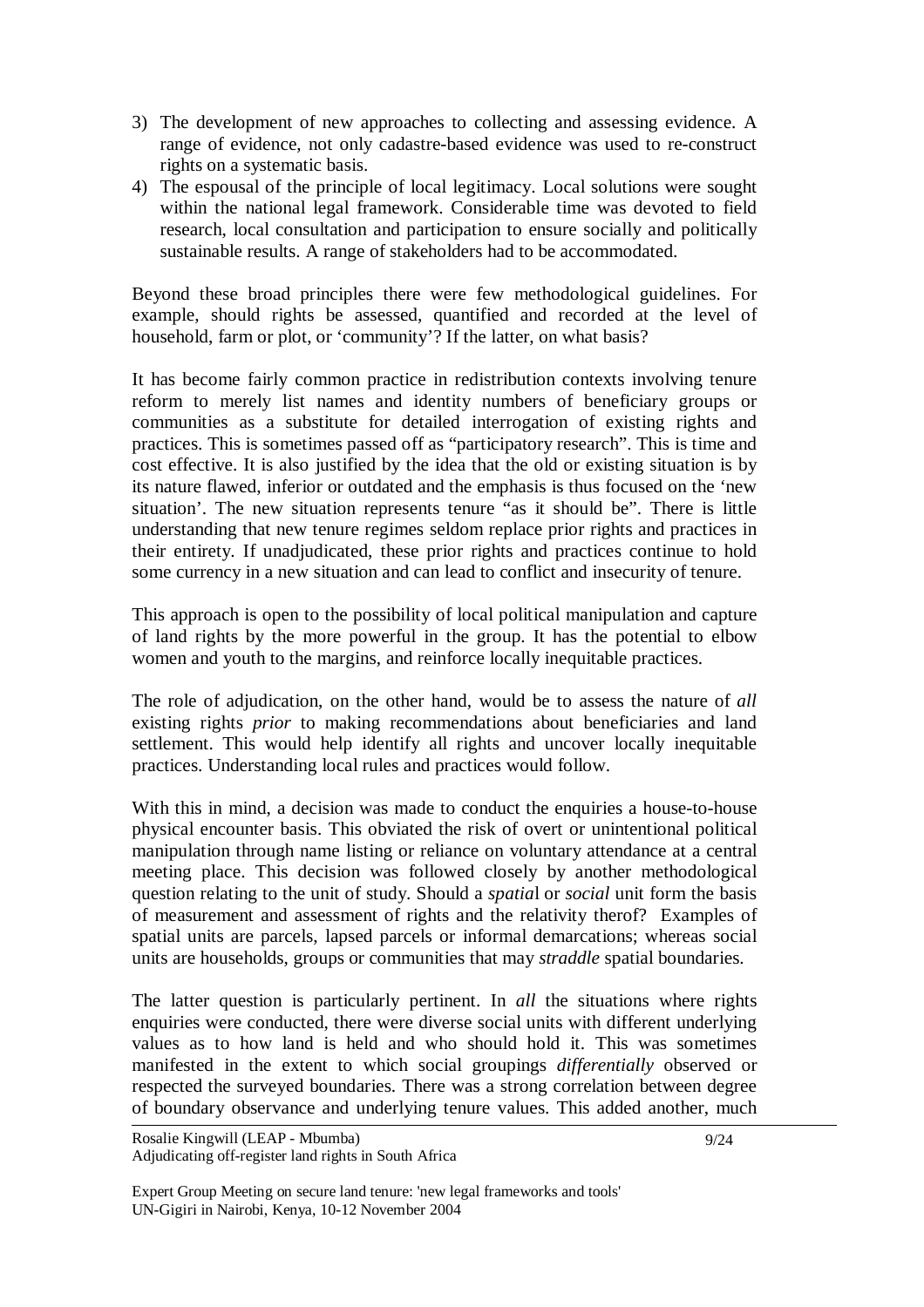3) The development of new approaches to collecting and assessing evidence. A range of evidence, not only cadastre-based evidence was used to re-construct rights on a systematic basis.
4) The espousal of the principle of local legitimacy. Local solutions were sought within the national legal framework. Considerable time was devoted to field research, local consultation and participation to ensure socially and politically sustainable results. A range of stakeholders had to be accommodated.

Beyond these broad principles there were few methodological guidelines. For example, should rights be assessed, quantified and recorded at the level of household, farm or plot, or 'community'? If the latter, on what basis?

It has become fairly common practice in redistribution contexts involving tenure reform to merely list names and identity numbers of beneficiary groups or communities as a substitute for detailed interrogation of existing rights and practices. This is sometimes passed off as "participatory research". This is time and cost effective. It is also justified by the idea that the old or existing situation is by its nature flawed, inferior or outdated and the emphasis is thus focused on the 'new situation'. The new situation represents tenure "as it should be". There is little understanding that new tenure regimes seldom replace prior rights and practices in their entirety. If unadjudicated, these prior rights and practices continue to hold some currency in a new situation and can lead to conflict and insecurity of tenure.

This approach is open to the possibility of local political manipulation and capture of land rights by the more powerful in the group. It has the potential to elbow women and youth to the margins, and reinforce locally inequitable practices.

The role of adjudication, on the other hand, would be to assess the nature of *all* existing rights *prior* to making recommendations about beneficiaries and land settlement. This would help identify all rights and uncover locally inequitable practices. Understanding local rules and practices would follow.

With this in mind, a decision was made to conduct the enquiries a house-to-house physical encounter basis. This obviated the risk of overt or unintentional political manipulation through name listing or reliance on voluntary attendance at a central meeting place. This decision was followed closely by another methodological question relating to the unit of study. Should a *spatia*l or *social* unit form the basis of measurement and assessment of rights and the relativity therof? Examples of spatial units are parcels, lapsed parcels or informal demarcations; whereas social units are households, groups or communities that may *straddle* spatial boundaries.

The latter question is particularly pertinent. In *all* the situations where rights enquiries were conducted, there were diverse social units with different underlying values as to how land is held and who should hold it. This was sometimes manifested in the extent to which social groupings *differentially* observed or respected the surveyed boundaries. There was a strong correlation between degree of boundary observance and underlying tenure values. This added another, much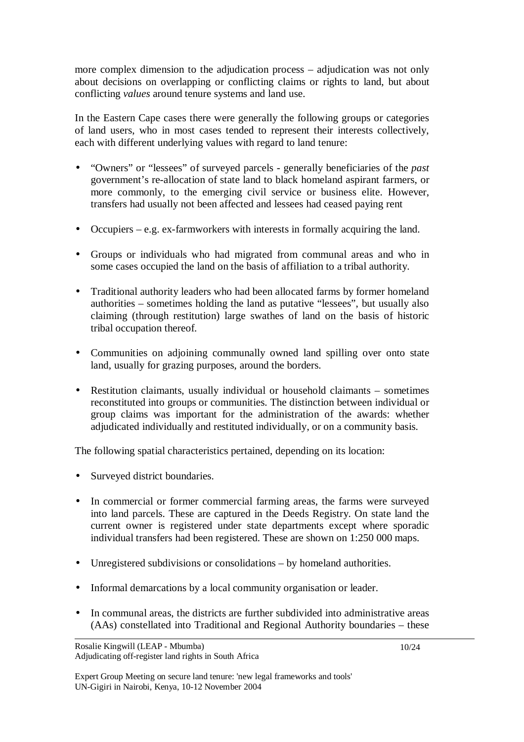more complex dimension to the adjudication process – adjudication was not only about decisions on overlapping or conflicting claims or rights to land, but about conflicting *values* around tenure systems and land use.

In the Eastern Cape cases there were generally the following groups or categories of land users, who in most cases tended to represent their interests collectively, each with different underlying values with regard to land tenure:

- "Owners" or "lessees" of surveyed parcels - generally beneficiaries of the *past* government's re-allocation of state land to black homeland aspirant farmers, or more commonly, to the emerging civil service or business elite. However, transfers had usually not been affected and lessees had ceased paying rent
- Occupiers – e.g. ex-farmworkers with interests in formally acquiring the land.
- Groups or individuals who had migrated from communal areas and who in some cases occupied the land on the basis of affiliation to a tribal authority.
- Traditional authority leaders who had been allocated farms by former homeland authorities – sometimes holding the land as putative "lessees", but usually also claiming (through restitution) large swathes of land on the basis of historic tribal occupation thereof.
- Communities on adjoining communally owned land spilling over onto state land, usually for grazing purposes, around the borders.
- Restitution claimants, usually individual or household claimants – sometimes reconstituted into groups or communities. The distinction between individual or group claims was important for the administration of the awards: whether adjudicated individually and restituted individually, or on a community basis.

The following spatial characteristics pertained, depending on its location:

- Surveyed district boundaries.
- In commercial or former commercial farming areas, the farms were surveyed into land parcels. These are captured in the Deeds Registry. On state land the current owner is registered under state departments except where sporadic individual transfers had been registered. These are shown on 1:250 000 maps.
- Unregistered subdivisions or consolidations – by homeland authorities.
- Informal demarcations by a local community organisation or leader.
- In communal areas, the districts are further subdivided into administrative areas (AAs) constellated into Traditional and Regional Authority boundaries – these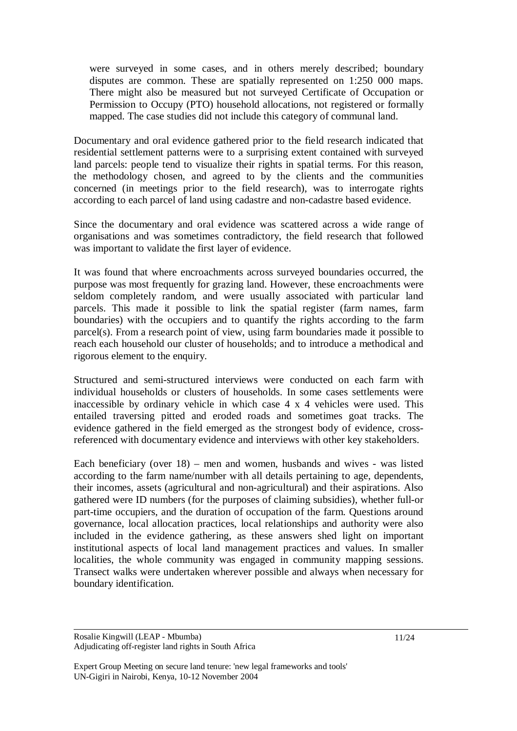were surveyed in some cases, and in others merely described; boundary disputes are common. These are spatially represented on 1:250 000 maps. There might also be measured but not surveyed Certificate of Occupation or Permission to Occupy (PTO) household allocations, not registered or formally mapped. The case studies did not include this category of communal land.

Documentary and oral evidence gathered prior to the field research indicated that residential settlement patterns were to a surprising extent contained with surveyed land parcels: people tend to visualize their rights in spatial terms. For this reason, the methodology chosen, and agreed to by the clients and the communities concerned (in meetings prior to the field research), was to interrogate rights according to each parcel of land using cadastre and non-cadastre based evidence.

Since the documentary and oral evidence was scattered across a wide range of organisations and was sometimes contradictory, the field research that followed was important to validate the first layer of evidence.

It was found that where encroachments across surveyed boundaries occurred, the purpose was most frequently for grazing land. However, these encroachments were seldom completely random, and were usually associated with particular land parcels. This made it possible to link the spatial register (farm names, farm boundaries) with the occupiers and to quantify the rights according to the farm parcel(s). From a research point of view, using farm boundaries made it possible to reach each household our cluster of households; and to introduce a methodical and rigorous element to the enquiry.

Structured and semi-structured interviews were conducted on each farm with individual households or clusters of households. In some cases settlements were inaccessible by ordinary vehicle in which case 4 x 4 vehicles were used. This entailed traversing pitted and eroded roads and sometimes goat tracks. The evidence gathered in the field emerged as the strongest body of evidence, cross-referenced with documentary evidence and interviews with other key stakeholders.

Each beneficiary (over 18) – men and women, husbands and wives - was listed according to the farm name/number with all details pertaining to age, dependents, their incomes, assets (agricultural and non-agricultural) and their aspirations. Also gathered were ID numbers (for the purposes of claiming subsidies), whether full-or part-time occupiers, and the duration of occupation of the farm. Questions around governance, local allocation practices, local relationships and authority were also included in the evidence gathering, as these answers shed light on important institutional aspects of local land management practices and values. In smaller localities, the whole community was engaged in community mapping sessions. Transect walks were undertaken wherever possible and always when necessary for boundary identification.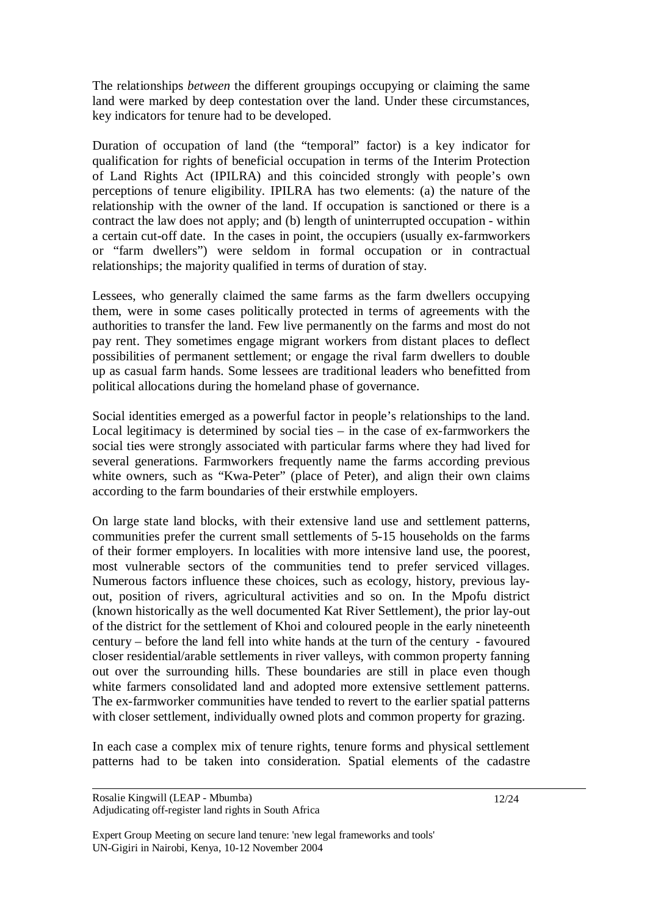The relationships *between* the different groupings occupying or claiming the same land were marked by deep contestation over the land. Under these circumstances, key indicators for tenure had to be developed.

Duration of occupation of land (the "temporal" factor) is a key indicator for qualification for rights of beneficial occupation in terms of the Interim Protection of Land Rights Act (IPILRA) and this coincided strongly with people's own perceptions of tenure eligibility. IPILRA has two elements: (a) the nature of the relationship with the owner of the land. If occupation is sanctioned or there is a contract the law does not apply; and (b) length of uninterrupted occupation - within a certain cut-off date. In the cases in point, the occupiers (usually ex-farmworkers or "farm dwellers") were seldom in formal occupation or in contractual relationships; the majority qualified in terms of duration of stay.

Lessees, who generally claimed the same farms as the farm dwellers occupying them, were in some cases politically protected in terms of agreements with the authorities to transfer the land. Few live permanently on the farms and most do not pay rent. They sometimes engage migrant workers from distant places to deflect possibilities of permanent settlement; or engage the rival farm dwellers to double up as casual farm hands. Some lessees are traditional leaders who benefitted from political allocations during the homeland phase of governance.

Social identities emerged as a powerful factor in people's relationships to the land. Local legitimacy is determined by social ties – in the case of ex-farmworkers the social ties were strongly associated with particular farms where they had lived for several generations. Farmworkers frequently name the farms according previous white owners, such as "Kwa-Peter" (place of Peter), and align their own claims according to the farm boundaries of their erstwhile employers.

On large state land blocks, with their extensive land use and settlement patterns, communities prefer the current small settlements of 5-15 households on the farms of their former employers. In localities with more intensive land use, the poorest, most vulnerable sectors of the communities tend to prefer serviced villages. Numerous factors influence these choices, such as ecology, history, previous lay-out, position of rivers, agricultural activities and so on. In the Mpofu district (known historically as the well documented Kat River Settlement), the prior lay-out of the district for the settlement of Khoi and coloured people in the early nineteenth century – before the land fell into white hands at the turn of the century - favoured closer residential/arable settlements in river valleys, with common property fanning out over the surrounding hills. These boundaries are still in place even though white farmers consolidated land and adopted more extensive settlement patterns. The ex-farmworker communities have tended to revert to the earlier spatial patterns with closer settlement, individually owned plots and common property for grazing.

In each case a complex mix of tenure rights, tenure forms and physical settlement patterns had to be taken into consideration. Spatial elements of the cadastre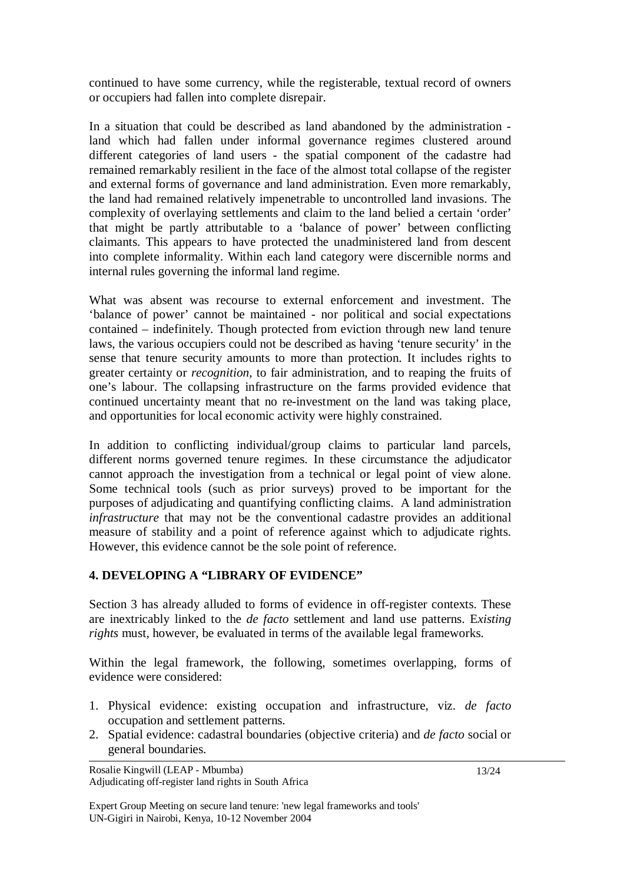continued to have some currency, while the registerable, textual record of owners or occupiers had fallen into complete disrepair.

In a situation that could be described as land abandoned by the administration - land which had fallen under informal governance regimes clustered around different categories of land users - the spatial component of the cadastre had remained remarkably resilient in the face of the almost total collapse of the register and external forms of governance and land administration. Even more remarkably, the land had remained relatively impenetrable to uncontrolled land invasions. The complexity of overlaying settlements and claim to the land belied a certain 'order' that might be partly attributable to a 'balance of power' between conflicting claimants. This appears to have protected the unadministered land from descent into complete informality. Within each land category were discernible norms and internal rules governing the informal land regime.

What was absent was recourse to external enforcement and investment. The 'balance of power' cannot be maintained - nor political and social expectations contained – indefinitely. Though protected from eviction through new land tenure laws, the various occupiers could not be described as having 'tenure security' in the sense that tenure security amounts to more than protection. It includes rights to greater certainty or *recognition*, to fair administration, and to reaping the fruits of one's labour. The collapsing infrastructure on the farms provided evidence that continued uncertainty meant that no re-investment on the land was taking place, and opportunities for local economic activity were highly constrained.

In addition to conflicting individual/group claims to particular land parcels, different norms governed tenure regimes. In these circumstance the adjudicator cannot approach the investigation from a technical or legal point of view alone. Some technical tools (such as prior surveys) proved to be important for the purposes of adjudicating and quantifying conflicting claims. A land administration *infrastructure* that may not be the conventional cadastre provides an additional measure of stability and a point of reference against which to adjudicate rights. However, this evidence cannot be the sole point of reference.

## 4. DEVELOPING A "LIBRARY OF EVIDENCE"

Section 3 has already alluded to forms of evidence in off-register contexts. These are inextricably linked to the *de facto* settlement and land use patterns. E*xisting rights* must, however, be evaluated in terms of the available legal frameworks.

Within the legal framework, the following, sometimes overlapping, forms of evidence were considered:

1. Physical evidence: existing occupation and infrastructure, viz. *de facto* occupation and settlement patterns.
2. Spatial evidence: cadastral boundaries (objective criteria) and *de facto* social or general boundaries.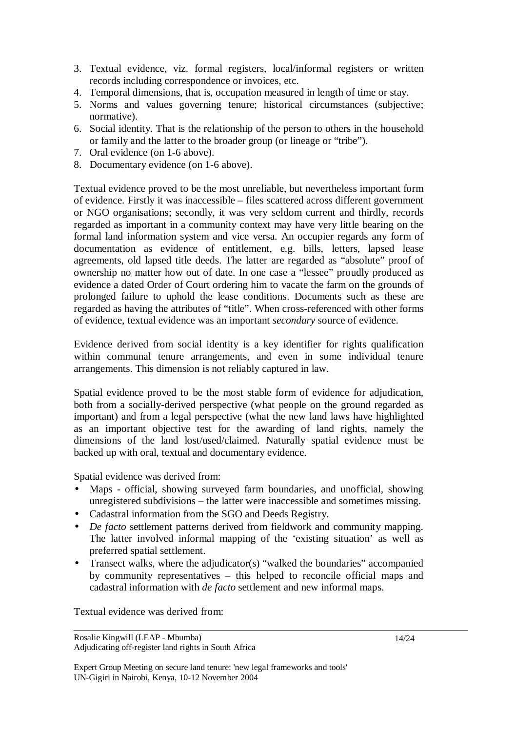3. Textual evidence, viz. formal registers, local/informal registers or written records including correspondence or invoices, etc.
4. Temporal dimensions, that is, occupation measured in length of time or stay.
5. Norms and values governing tenure; historical circumstances (subjective; normative).
6. Social identity. That is the relationship of the person to others in the household or family and the latter to the broader group (or lineage or "tribe").
7. Oral evidence (on 1-6 above).
8. Documentary evidence (on 1-6 above).

Textual evidence proved to be the most unreliable, but nevertheless important form of evidence. Firstly it was inaccessible – files scattered across different government or NGO organisations; secondly, it was very seldom current and thirdly, records regarded as important in a community context may have very little bearing on the formal land information system and vice versa. An occupier regards any form of documentation as evidence of entitlement, e.g. bills, letters, lapsed lease agreements, old lapsed title deeds. The latter are regarded as "absolute" proof of ownership no matter how out of date. In one case a "lessee" proudly produced as evidence a dated Order of Court ordering him to vacate the farm on the grounds of prolonged failure to uphold the lease conditions. Documents such as these are regarded as having the attributes of "title". When cross-referenced with other forms of evidence, textual evidence was an important *secondary* source of evidence.

Evidence derived from social identity is a key identifier for rights qualification within communal tenure arrangements, and even in some individual tenure arrangements. This dimension is not reliably captured in law.

Spatial evidence proved to be the most stable form of evidence for adjudication, both from a socially-derived perspective (what people on the ground regarded as important) and from a legal perspective (what the new land laws have highlighted as an important objective test for the awarding of land rights, namely the dimensions of the land lost/used/claimed. Naturally spatial evidence must be backed up with oral, textual and documentary evidence.

Spatial evidence was derived from:

- Maps - official, showing surveyed farm boundaries, and unofficial, showing unregistered subdivisions – the latter were inaccessible and sometimes missing.
- Cadastral information from the SGO and Deeds Registry.
- *De facto* settlement patterns derived from fieldwork and community mapping. The latter involved informal mapping of the 'existing situation' as well as preferred spatial settlement.
- Transect walks, where the adjudicator(s) "walked the boundaries" accompanied by community representatives – this helped to reconcile official maps and cadastral information with *de facto* settlement and new informal maps.

Textual evidence was derived from: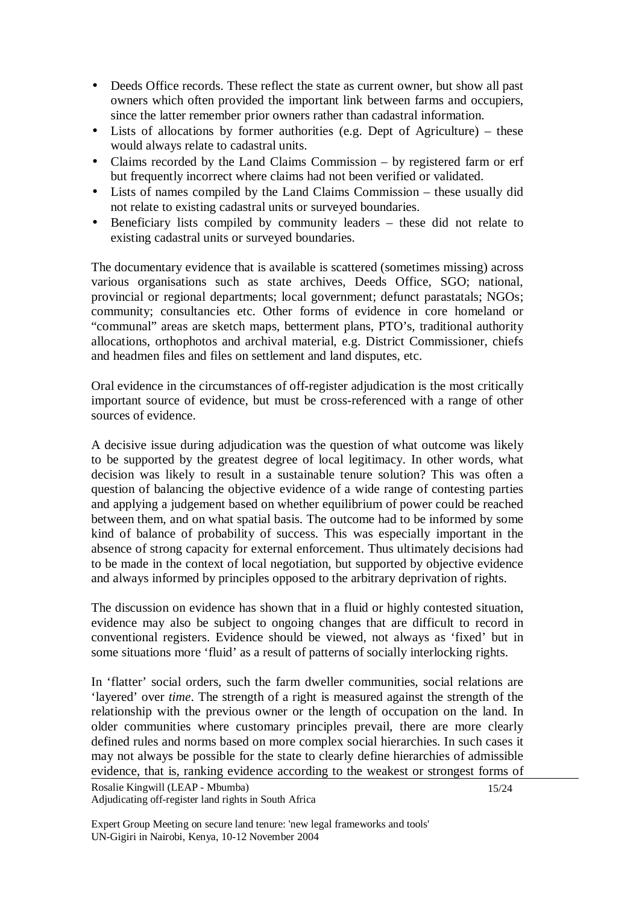- Deeds Office records. These reflect the state as current owner, but show all past owners which often provided the important link between farms and occupiers, since the latter remember prior owners rather than cadastral information.
- Lists of allocations by former authorities (e.g. Dept of Agriculture) – these would always relate to cadastral units.
- Claims recorded by the Land Claims Commission – by registered farm or erf but frequently incorrect where claims had not been verified or validated.
- Lists of names compiled by the Land Claims Commission – these usually did not relate to existing cadastral units or surveyed boundaries.
- Beneficiary lists compiled by community leaders – these did not relate to existing cadastral units or surveyed boundaries.

The documentary evidence that is available is scattered (sometimes missing) across various organisations such as state archives, Deeds Office, SGO; national, provincial or regional departments; local government; defunct parastatals; NGOs; community; consultancies etc. Other forms of evidence in core homeland or "communal" areas are sketch maps, betterment plans, PTO's, traditional authority allocations, orthophotos and archival material, e.g. District Commissioner, chiefs and headmen files and files on settlement and land disputes, etc.

Oral evidence in the circumstances of off-register adjudication is the most critically important source of evidence, but must be cross-referenced with a range of other sources of evidence.

A decisive issue during adjudication was the question of what outcome was likely to be supported by the greatest degree of local legitimacy. In other words, what decision was likely to result in a sustainable tenure solution? This was often a question of balancing the objective evidence of a wide range of contesting parties and applying a judgement based on whether equilibrium of power could be reached between them, and on what spatial basis. The outcome had to be informed by some kind of balance of probability of success. This was especially important in the absence of strong capacity for external enforcement. Thus ultimately decisions had to be made in the context of local negotiation, but supported by objective evidence and always informed by principles opposed to the arbitrary deprivation of rights.

The discussion on evidence has shown that in a fluid or highly contested situation, evidence may also be subject to ongoing changes that are difficult to record in conventional registers. Evidence should be viewed, not always as 'fixed' but in some situations more 'fluid' as a result of patterns of socially interlocking rights.

In 'flatter' social orders, such the farm dweller communities, social relations are 'layered' over *time*. The strength of a right is measured against the strength of the relationship with the previous owner or the length of occupation on the land. In older communities where customary principles prevail, there are more clearly defined rules and norms based on more complex social hierarchies. In such cases it may not always be possible for the state to clearly define hierarchies of admissible evidence, that is, ranking evidence according to the weakest or strongest forms of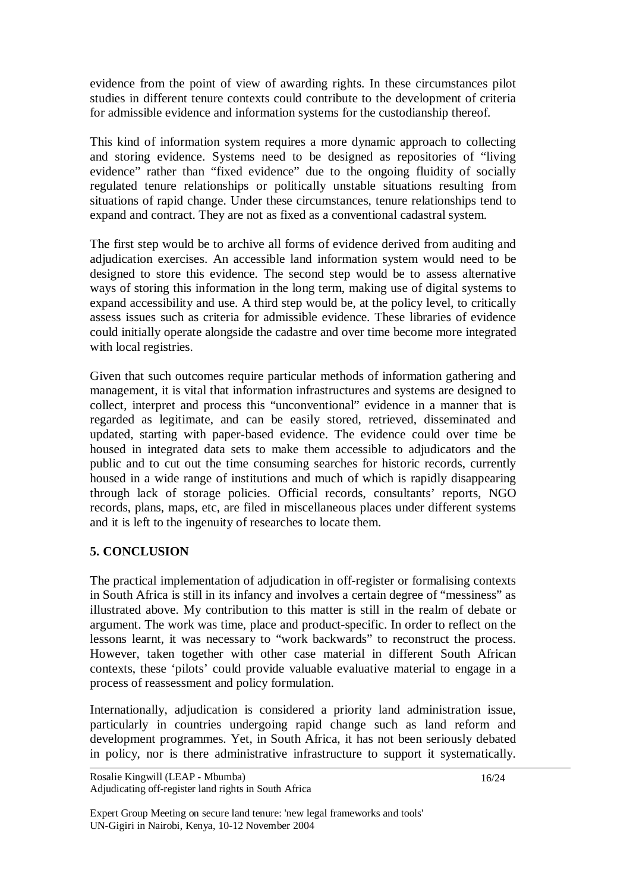evidence from the point of view of awarding rights. In these circumstances pilot studies in different tenure contexts could contribute to the development of criteria for admissible evidence and information systems for the custodianship thereof.

This kind of information system requires a more dynamic approach to collecting and storing evidence. Systems need to be designed as repositories of "living evidence" rather than "fixed evidence" due to the ongoing fluidity of socially regulated tenure relationships or politically unstable situations resulting from situations of rapid change. Under these circumstances, tenure relationships tend to expand and contract. They are not as fixed as a conventional cadastral system.

The first step would be to archive all forms of evidence derived from auditing and adjudication exercises. An accessible land information system would need to be designed to store this evidence. The second step would be to assess alternative ways of storing this information in the long term, making use of digital systems to expand accessibility and use. A third step would be, at the policy level, to critically assess issues such as criteria for admissible evidence. These libraries of evidence could initially operate alongside the cadastre and over time become more integrated with local registries.

Given that such outcomes require particular methods of information gathering and management, it is vital that information infrastructures and systems are designed to collect, interpret and process this "unconventional" evidence in a manner that is regarded as legitimate, and can be easily stored, retrieved, disseminated and updated, starting with paper-based evidence. The evidence could over time be housed in integrated data sets to make them accessible to adjudicators and the public and to cut out the time consuming searches for historic records, currently housed in a wide range of institutions and much of which is rapidly disappearing through lack of storage policies. Official records, consultants' reports, NGO records, plans, maps, etc, are filed in miscellaneous places under different systems and it is left to the ingenuity of researches to locate them.

## 5. CONCLUSION

The practical implementation of adjudication in off-register or formalising contexts in South Africa is still in its infancy and involves a certain degree of "messiness" as illustrated above. My contribution to this matter is still in the realm of debate or argument. The work was time, place and product-specific. In order to reflect on the lessons learnt, it was necessary to "work backwards" to reconstruct the process. However, taken together with other case material in different South African contexts, these 'pilots' could provide valuable evaluative material to engage in a process of reassessment and policy formulation.

Internationally, adjudication is considered a priority land administration issue, particularly in countries undergoing rapid change such as land reform and development programmes. Yet, in South Africa, it has not been seriously debated in policy, nor is there administrative infrastructure to support it systematically.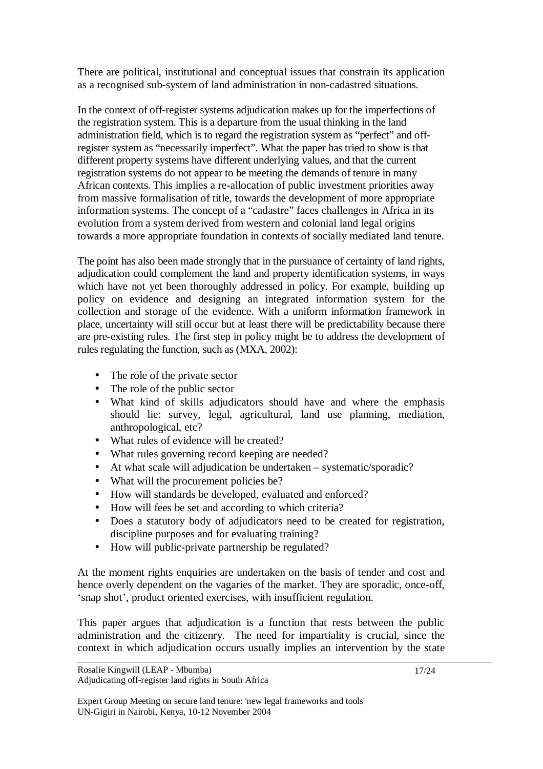There are political, institutional and conceptual issues that constrain its application as a recognised sub-system of land administration in non-cadastred situations.

In the context of off-register systems adjudication makes up for the imperfections of the registration system. This is a departure from the usual thinking in the land administration field, which is to regard the registration system as "perfect" and off-register system as "necessarily imperfect". What the paper has tried to show is that different property systems have different underlying values, and that the current registration systems do not appear to be meeting the demands of tenure in many African contexts. This implies a re-allocation of public investment priorities away from massive formalisation of title, towards the development of more appropriate information systems. The concept of a "cadastre" faces challenges in Africa in its evolution from a system derived from western and colonial land legal origins towards a more appropriate foundation in contexts of socially mediated land tenure.

The point has also been made strongly that in the pursuance of certainty of land rights, adjudication could complement the land and property identification systems, in ways which have not yet been thoroughly addressed in policy. For example, building up policy on evidence and designing an integrated information system for the collection and storage of the evidence. With a uniform information framework in place, uncertainty will still occur but at least there will be predictability because there are pre-existing rules. The first step in policy might be to address the development of rules regulating the function, such as (MXA, 2002):

- The role of the private sector
- The role of the public sector
- What kind of skills adjudicators should have and where the emphasis should lie: survey, legal, agricultural, land use planning, mediation, anthropological, etc?
- What rules of evidence will be created?
- What rules governing record keeping are needed?
- At what scale will adjudication be undertaken – systematic/sporadic?
- What will the procurement policies be?
- How will standards be developed, evaluated and enforced?
- How will fees be set and according to which criteria?
- Does a statutory body of adjudicators need to be created for registration, discipline purposes and for evaluating training?
- How will public-private partnership be regulated?

At the moment rights enquiries are undertaken on the basis of tender and cost and hence overly dependent on the vagaries of the market. They are sporadic, once-off, 'snap shot', product oriented exercises, with insufficient regulation.

This paper argues that adjudication is a function that rests between the public administration and the citizenry. The need for impartiality is crucial, since the context in which adjudication occurs usually implies an intervention by the state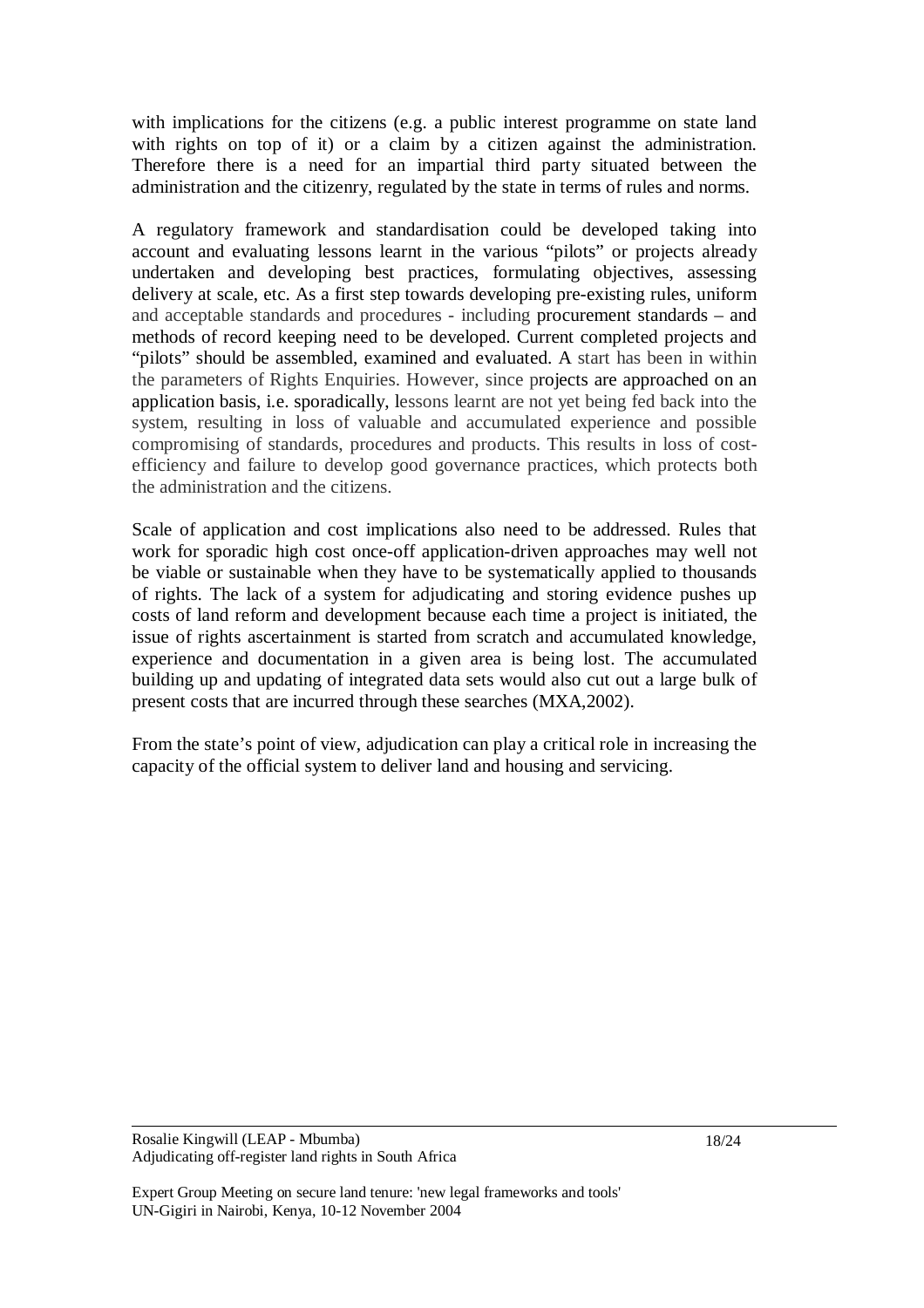with implications for the citizens (e.g. a public interest programme on state land with rights on top of it) or a claim by a citizen against the administration. Therefore there is a need for an impartial third party situated between the administration and the citizenry, regulated by the state in terms of rules and norms.

A regulatory framework and standardisation could be developed taking into account and evaluating lessons learnt in the various "pilots" or projects already undertaken and developing best practices, formulating objectives, assessing delivery at scale, etc. As a first step towards developing pre-existing rules, uniform and acceptable standards and procedures - including procurement standards – and methods of record keeping need to be developed. Current completed projects and "pilots" should be assembled, examined and evaluated. A start has been in within the parameters of Rights Enquiries. However, since projects are approached on an application basis, i.e. sporadically, lessons learnt are not yet being fed back into the system, resulting in loss of valuable and accumulated experience and possible compromising of standards, procedures and products. This results in loss of cost-efficiency and failure to develop good governance practices, which protects both the administration and the citizens.

Scale of application and cost implications also need to be addressed. Rules that work for sporadic high cost once-off application-driven approaches may well not be viable or sustainable when they have to be systematically applied to thousands of rights. The lack of a system for adjudicating and storing evidence pushes up costs of land reform and development because each time a project is initiated, the issue of rights ascertainment is started from scratch and accumulated knowledge, experience and documentation in a given area is being lost. The accumulated building up and updating of integrated data sets would also cut out a large bulk of present costs that are incurred through these searches (MXA,2002).

From the state's point of view, adjudication can play a critical role in increasing the capacity of the official system to deliver land and housing and servicing.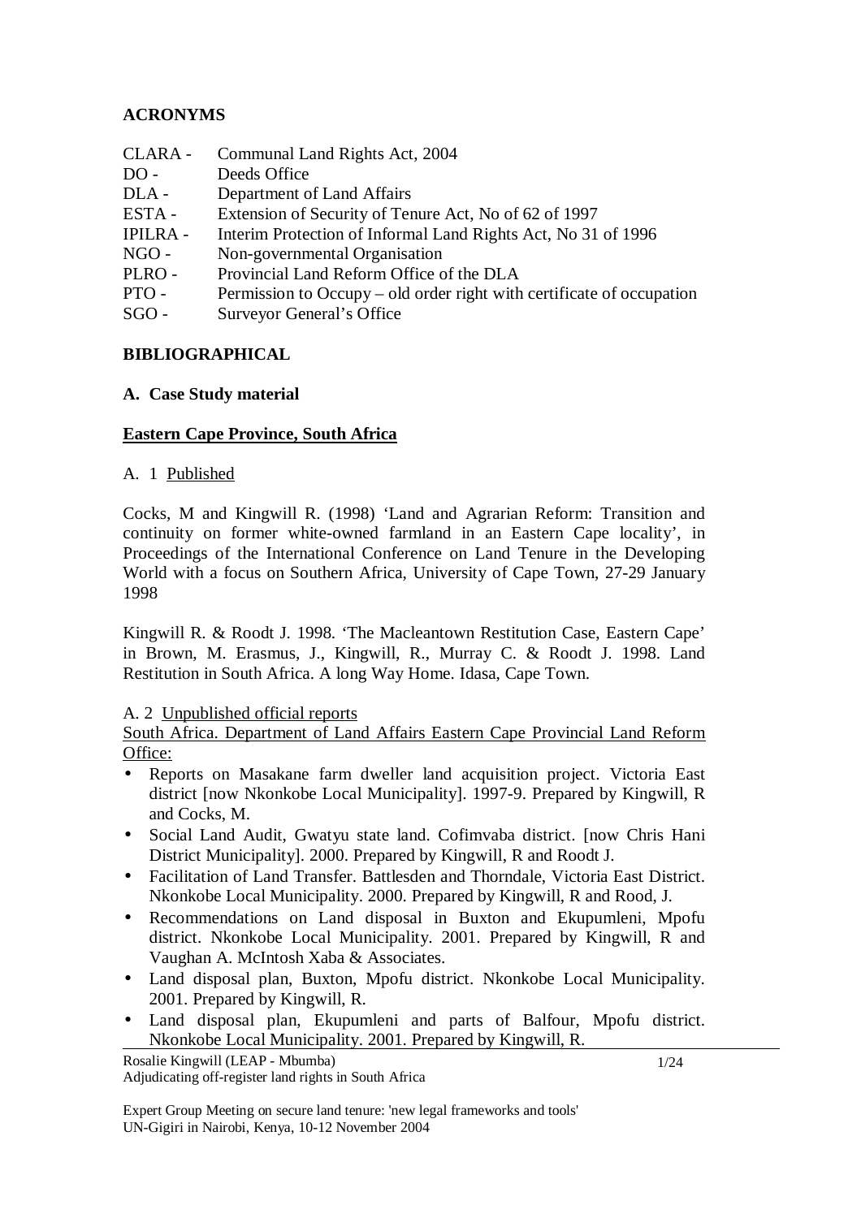## ACRONYMS

| | |
|---|---|
| CLARA - | Communal Land Rights Act, 2004 |
| DO - | Deeds Office |
| DLA - | Department of Land Affairs |
| ESTA - | Extension of Security of Tenure Act, No of 62 of 1997 |
| IPILRA - | Interim Protection of Informal Land Rights Act, No 31 of 1996 |
| NGO - | Non-governmental Organisation |
| PLRO - | Provincial Land Reform Office of the DLA |
| PTO - | Permission to Occupy – old order right with certificate of occupation |
| SGO - | Surveyor General's Office |

## BIBLIOGRAPHICAL

### A. Case Study material

#### Eastern Cape Province, South Africa

A. 1 Published

Cocks, M and Kingwill R. (1998) 'Land and Agrarian Reform: Transition and continuity on former white-owned farmland in an Eastern Cape locality', in Proceedings of the International Conference on Land Tenure in the Developing World with a focus on Southern Africa, University of Cape Town, 27-29 January 1998

Kingwill R. & Roodt J. 1998. 'The Macleantown Restitution Case, Eastern Cape' in Brown, M. Erasmus, J., Kingwill, R., Murray C. & Roodt J. 1998. Land Restitution in South Africa. A long Way Home. Idasa, Cape Town.

A. 2 Unpublished official reports

South Africa. Department of Land Affairs Eastern Cape Provincial Land Reform Office:

- Reports on Masakane farm dweller land acquisition project. Victoria East district [now Nkonkobe Local Municipality]. 1997-9. Prepared by Kingwill, R and Cocks, M.
- Social Land Audit, Gwatyu state land. Cofimvaba district. [now Chris Hani District Municipality]. 2000. Prepared by Kingwill, R and Roodt J.
- Facilitation of Land Transfer. Battlesden and Thorndale, Victoria East District. Nkonkobe Local Municipality. 2000. Prepared by Kingwill, R and Rood, J.
- Recommendations on Land disposal in Buxton and Ekupumleni, Mpofu district. Nkonkobe Local Municipality. 2001. Prepared by Kingwill, R and Vaughan A. McIntosh Xaba & Associates.
- Land disposal plan, Buxton, Mpofu district. Nkonkobe Local Municipality. 2001. Prepared by Kingwill, R.
- Land disposal plan, Ekupumleni and parts of Balfour, Mpofu district. Nkonkobe Local Municipality. 2001. Prepared by Kingwill, R.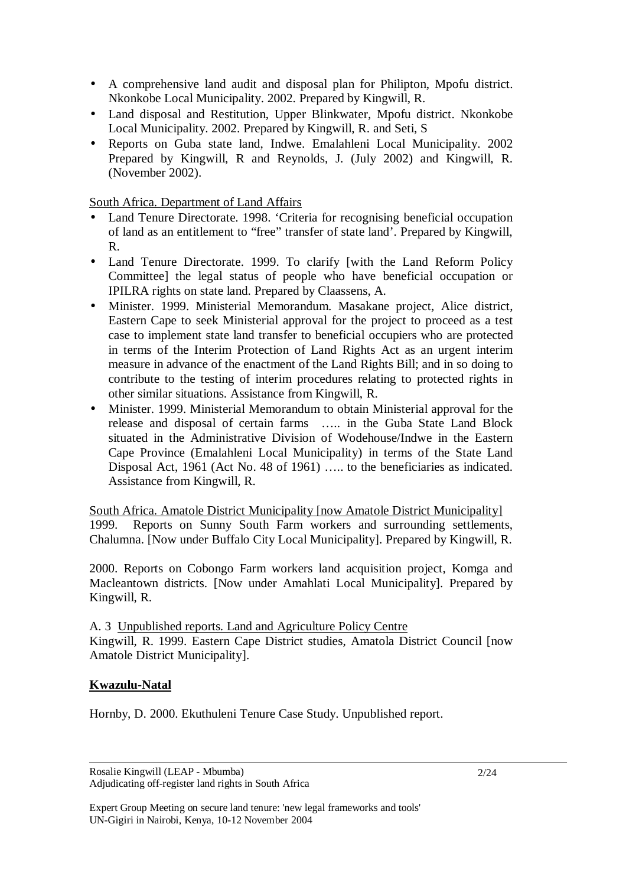- A comprehensive land audit and disposal plan for Philipton, Mpofu district. Nkonkobe Local Municipality. 2002. Prepared by Kingwill, R.
- Land disposal and Restitution, Upper Blinkwater, Mpofu district. Nkonkobe Local Municipality. 2002. Prepared by Kingwill, R. and Seti, S
- Reports on Guba state land, Indwe. Emalahleni Local Municipality. 2002 Prepared by Kingwill, R and Reynolds, J. (July 2002) and Kingwill, R. (November 2002).

<u>South Africa. Department of Land Affairs</u>

- Land Tenure Directorate. 1998. 'Criteria for recognising beneficial occupation of land as an entitlement to "free" transfer of state land'. Prepared by Kingwill, R.
- Land Tenure Directorate. 1999. To clarify [with the Land Reform Policy Committee] the legal status of people who have beneficial occupation or IPILRA rights on state land. Prepared by Claassens, A.
- Minister. 1999. Ministerial Memorandum. Masakane project, Alice district, Eastern Cape to seek Ministerial approval for the project to proceed as a test case to implement state land transfer to beneficial occupiers who are protected in terms of the Interim Protection of Land Rights Act as an urgent interim measure in advance of the enactment of the Land Rights Bill; and in so doing to contribute to the testing of interim procedures relating to protected rights in other similar situations. Assistance from Kingwill, R.
- Minister. 1999. Ministerial Memorandum to obtain Ministerial approval for the release and disposal of certain farms ….. in the Guba State Land Block situated in the Administrative Division of Wodehouse/Indwe in the Eastern Cape Province (Emalahleni Local Municipality) in terms of the State Land Disposal Act, 1961 (Act No. 48 of 1961) ….. to the beneficiaries as indicated. Assistance from Kingwill, R.

<u>South Africa. Amatole District Municipality [now Amatole District Municipality]</u>
1999. Reports on Sunny South Farm workers and surrounding settlements, Chalumna. [Now under Buffalo City Local Municipality]. Prepared by Kingwill, R.

2000. Reports on Cobongo Farm workers land acquisition project, Komga and Macleantown districts. [Now under Amahlati Local Municipality]. Prepared by Kingwill, R.

A. 3 <u>Unpublished reports. Land and Agriculture Policy Centre</u>
Kingwill, R. 1999. Eastern Cape District studies, Amatola District Council [now Amatole District Municipality].

**<u>Kwazulu-Natal</u>**

Hornby, D. 2000. Ekuthuleni Tenure Case Study. Unpublished report.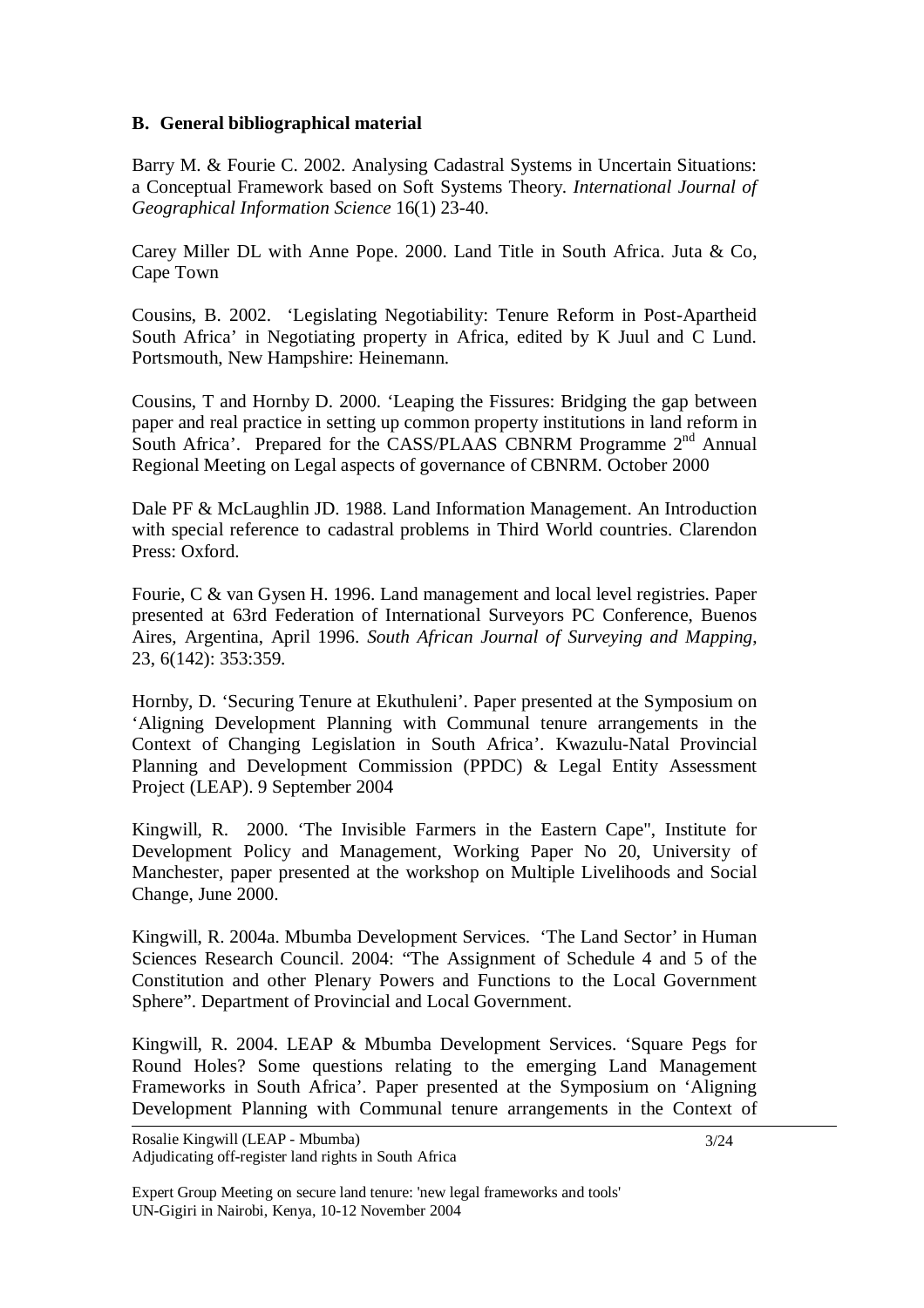### B. General bibliographical material

Barry M. & Fourie C. 2002. Analysing Cadastral Systems in Uncertain Situations: a Conceptual Framework based on Soft Systems Theory. *International Journal of Geographical Information Science* 16(1) 23-40.

Carey Miller DL with Anne Pope. 2000. Land Title in South Africa. Juta & Co, Cape Town

Cousins, B. 2002. 'Legislating Negotiability: Tenure Reform in Post-Apartheid South Africa' in Negotiating property in Africa, edited by K Juul and C Lund. Portsmouth, New Hampshire: Heinemann.

Cousins, T and Hornby D. 2000. 'Leaping the Fissures: Bridging the gap between paper and real practice in setting up common property institutions in land reform in South Africa'. Prepared for the CASS/PLAAS CBNRM Programme 2nd Annual Regional Meeting on Legal aspects of governance of CBNRM. October 2000

Dale PF & McLaughlin JD. 1988. Land Information Management. An Introduction with special reference to cadastral problems in Third World countries. Clarendon Press: Oxford.

Fourie, C & van Gysen H. 1996. Land management and local level registries. Paper presented at 63rd Federation of International Surveyors PC Conference, Buenos Aires, Argentina, April 1996. *South African Journal of Surveying and Mapping*, 23, 6(142): 353:359.

Hornby, D. 'Securing Tenure at Ekuthuleni'. Paper presented at the Symposium on 'Aligning Development Planning with Communal tenure arrangements in the Context of Changing Legislation in South Africa'. Kwazulu-Natal Provincial Planning and Development Commission (PPDC) & Legal Entity Assessment Project (LEAP). 9 September 2004

Kingwill, R. 2000. 'The Invisible Farmers in the Eastern Cape", Institute for Development Policy and Management, Working Paper No 20, University of Manchester, paper presented at the workshop on Multiple Livelihoods and Social Change, June 2000.

Kingwill, R. 2004a. Mbumba Development Services. 'The Land Sector' in Human Sciences Research Council. 2004: "The Assignment of Schedule 4 and 5 of the Constitution and other Plenary Powers and Functions to the Local Government Sphere". Department of Provincial and Local Government.

Kingwill, R. 2004. LEAP & Mbumba Development Services. 'Square Pegs for Round Holes? Some questions relating to the emerging Land Management Frameworks in South Africa'. Paper presented at the Symposium on 'Aligning Development Planning with Communal tenure arrangements in the Context of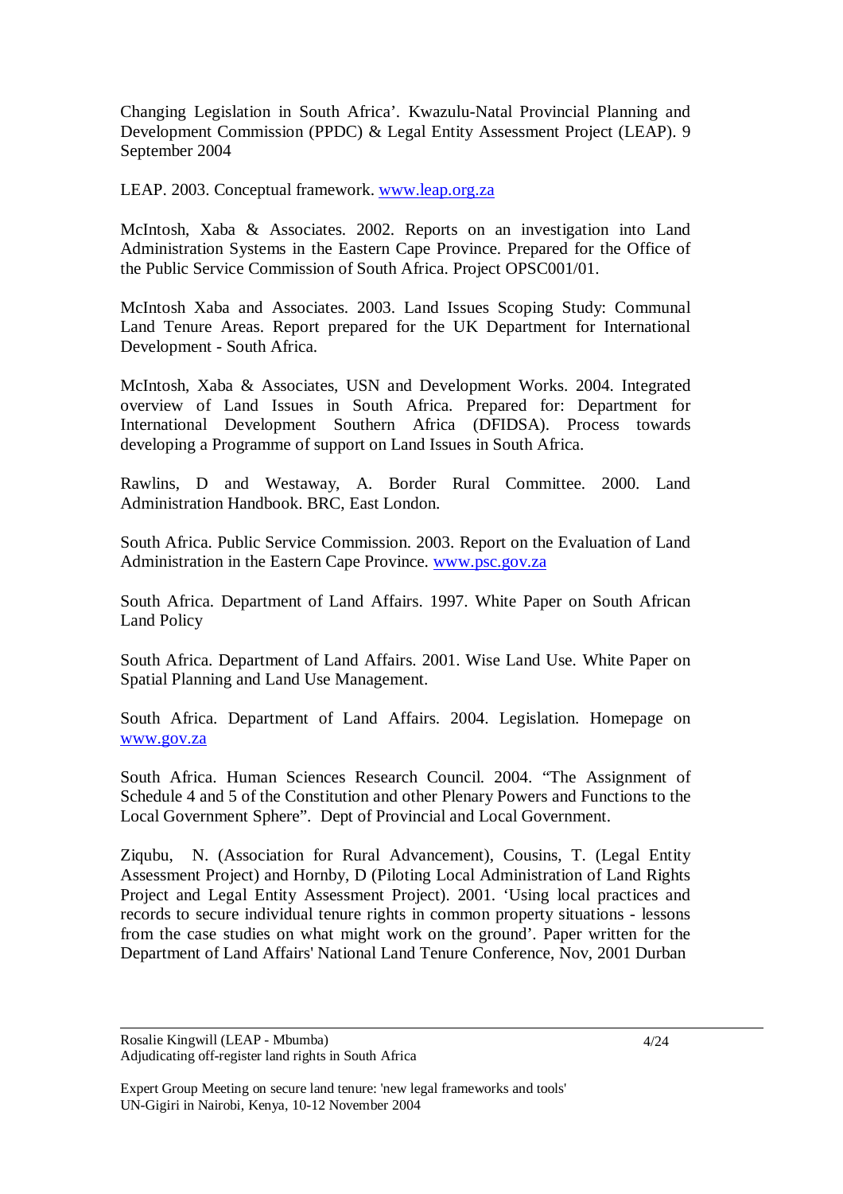Changing Legislation in South Africa'. Kwazulu-Natal Provincial Planning and Development Commission (PPDC) & Legal Entity Assessment Project (LEAP). 9 September 2004

LEAP. 2003. Conceptual framework. www.leap.org.za

McIntosh, Xaba & Associates. 2002. Reports on an investigation into Land Administration Systems in the Eastern Cape Province. Prepared for the Office of the Public Service Commission of South Africa. Project OPSC001/01.

McIntosh Xaba and Associates. 2003. Land Issues Scoping Study: Communal Land Tenure Areas. Report prepared for the UK Department for International Development - South Africa.

McIntosh, Xaba & Associates, USN and Development Works. 2004. Integrated overview of Land Issues in South Africa. Prepared for: Department for International Development Southern Africa (DFIDSA). Process towards developing a Programme of support on Land Issues in South Africa.

Rawlins, D and Westaway, A. Border Rural Committee. 2000. Land Administration Handbook. BRC, East London.

South Africa. Public Service Commission. 2003. Report on the Evaluation of Land Administration in the Eastern Cape Province. www.psc.gov.za

South Africa. Department of Land Affairs. 1997. White Paper on South African Land Policy

South Africa. Department of Land Affairs. 2001. Wise Land Use. White Paper on Spatial Planning and Land Use Management.

South Africa. Department of Land Affairs. 2004. Legislation. Homepage on www.gov.za

South Africa. Human Sciences Research Council. 2004. "The Assignment of Schedule 4 and 5 of the Constitution and other Plenary Powers and Functions to the Local Government Sphere". Dept of Provincial and Local Government.

Ziqubu, N. (Association for Rural Advancement), Cousins, T. (Legal Entity Assessment Project) and Hornby, D (Piloting Local Administration of Land Rights Project and Legal Entity Assessment Project). 2001. 'Using local practices and records to secure individual tenure rights in common property situations - lessons from the case studies on what might work on the ground'. Paper written for the Department of Land Affairs' National Land Tenure Conference, Nov, 2001 Durban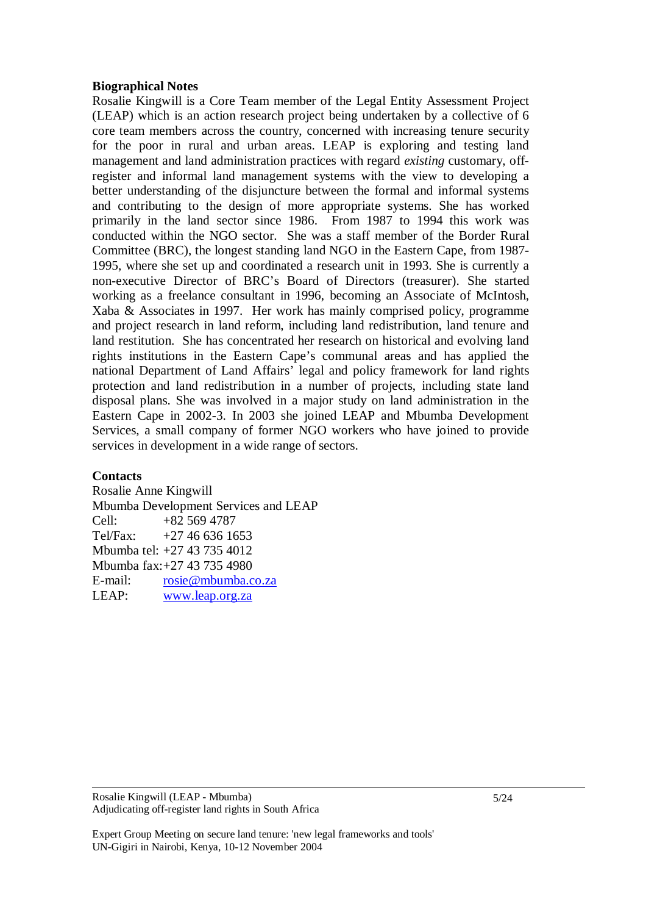## Biographical Notes

Rosalie Kingwill is a Core Team member of the Legal Entity Assessment Project (LEAP) which is an action research project being undertaken by a collective of 6 core team members across the country, concerned with increasing tenure security for the poor in rural and urban areas. LEAP is exploring and testing land management and land administration practices with regard *existing* customary, off-register and informal land management systems with the view to developing a better understanding of the disjuncture between the formal and informal systems and contributing to the design of more appropriate systems. She has worked primarily in the land sector since 1986. From 1987 to 1994 this work was conducted within the NGO sector. She was a staff member of the Border Rural Committee (BRC), the longest standing land NGO in the Eastern Cape, from 1987-1995, where she set up and coordinated a research unit in 1993. She is currently a non-executive Director of BRC's Board of Directors (treasurer). She started working as a freelance consultant in 1996, becoming an Associate of McIntosh, Xaba & Associates in 1997. Her work has mainly comprised policy, programme and project research in land reform, including land redistribution, land tenure and land restitution. She has concentrated her research on historical and evolving land rights institutions in the Eastern Cape's communal areas and has applied the national Department of Land Affairs' legal and policy framework for land rights protection and land redistribution in a number of projects, including state land disposal plans. She was involved in a major study on land administration in the Eastern Cape in 2002-3. In 2003 she joined LEAP and Mbumba Development Services, a small company of former NGO workers who have joined to provide services in development in a wide range of sectors.

## Contacts

Rosalie Anne Kingwill
Mbumba Development Services and LEAP
Cell: +82 569 4787
Tel/Fax: +27 46 636 1653
Mbumba tel: +27 43 735 4012
Mbumba fax: +27 43 735 4980
E-mail: rosie@mbumba.co.za
LEAP: www.leap.org.za